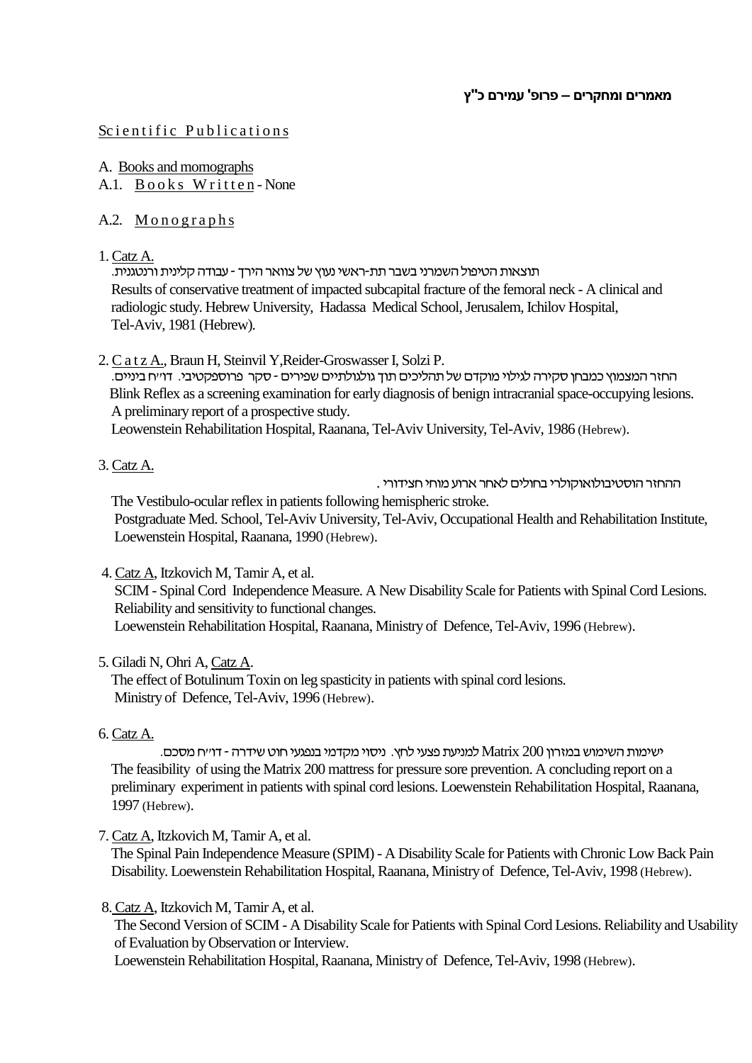**מאמרים ומחקרים – פרופ' עמירם כ"ץ**

## Scientific Publications

A. Books and momographs

A.1. Books Written - None

A.2. Monographs

1. Catz A.

תוצאות הטיפול השמרני בשבר תת-ראשי נעוץ של צוואר הירך - עבודה קלינית ורנטגנית.

Results of conservative treatment of impacted subcapital fracture of the femoral neck - A clinical and radiologic study. Hebrew University, Hadassa Medical School, Jerusalem, Ichilov Hospital, Tel-Aviv, 1981 (Hebrew).

2. Catz A., Braun H, Steinvil Y, Reider-Groswasser I, Solzi P.

החזר המצמוץ כמבחן סקירה לגילוי מוקדם של תהליכים תוך גולגולתיים שפירים - סקר פרוספקטיבי. דו"ח ביניים.

Blink Reflex as a screening examination for early diagnosis of benign intracranial space-occupying lesions. A preliminary report of a prospective study.
Leowenstein Rehabilitation Hospital, Raanana, Tel-Aviv University, Tel-Aviv, 1986 (Hebrew).

3. Catz A.

ההחזר הוסטיבולואוקולרי בחולים לאחר ארוע מוחי חצידורי.

The Vestibulo-ocular reflex in patients following hemispheric stroke.
Postgraduate Med. School, Tel-Aviv University, Tel-Aviv, Occupational Health and Rehabilitation Institute, Loewenstein Hospital, Raanana, 1990 (Hebrew).

4. Catz A, Itzkovich M, Tamir A, et al.
SCIM - Spinal Cord Independence Measure. A New Disability Scale for Patients with Spinal Cord Lesions. Reliability and sensitivity to functional changes.
Loewenstein Rehabilitation Hospital, Raanana, Ministry of Defence, Tel-Aviv, 1996 (Hebrew).

5. Giladi N, Ohri A, Catz A.
The effect of Botulinum Toxin on leg spasticity in patients with spinal cord lesions.
Ministry of Defence, Tel-Aviv, 1996 (Hebrew).

6. Catz A.

ישימות השימוש במזרון Matrix 200 למניעת פצעי לחץ. ניסוי מקדמי בנפגעי חוט שידרה - דו"ח מסכם.

The feasibility of using the Matrix 200 mattress for pressure sore prevention. A concluding report on a preliminary experiment in patients with spinal cord lesions. Loewenstein Rehabilitation Hospital, Raanana, 1997 (Hebrew).

7. Catz A, Itzkovich M, Tamir A, et al.
The Spinal Pain Independence Measure (SPIM) - A Disability Scale for Patients with Chronic Low Back Pain Disability. Loewenstein Rehabilitation Hospital, Raanana, Ministry of Defence, Tel-Aviv, 1998 (Hebrew).

8. Catz A, Itzkovich M, Tamir A, et al.
The Second Version of SCIM - A Disability Scale for Patients with Spinal Cord Lesions. Reliability and Usability of Evaluation by Observation or Interview.
Loewenstein Rehabilitation Hospital, Raanana, Ministry of Defence, Tel-Aviv, 1998 (Hebrew).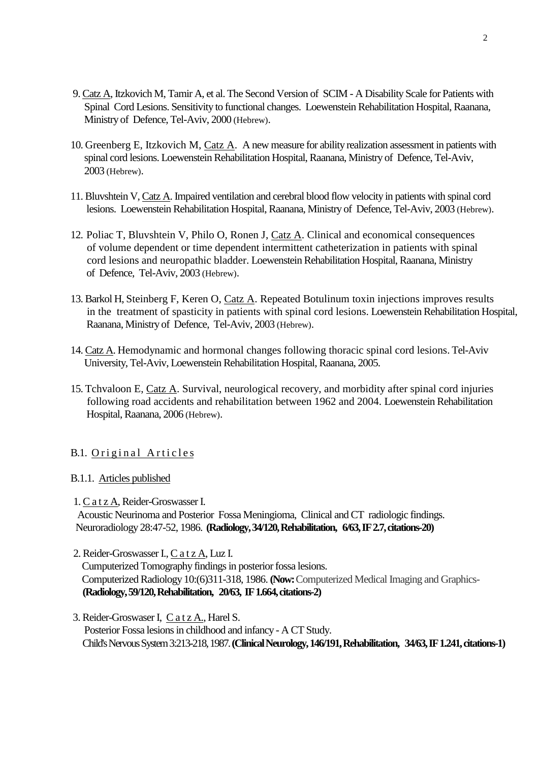9. <u>Catz A</u>, Itzkovich M, Tamir A, et al. The Second Version of SCIM - A Disability Scale for Patients with Spinal Cord Lesions. Sensitivity to functional changes. Loewenstein Rehabilitation Hospital, Raanana, Ministry of Defence, Tel-Aviv, 2000 (Hebrew).

10. Greenberg E, Itzkovich M, <u>Catz A</u>. A new measure for ability realization assessment in patients with spinal cord lesions. Loewenstein Rehabilitation Hospital, Raanana, Ministry of Defence, Tel-Aviv, 2003 (Hebrew).

11. Bluvshtein V, <u>Catz A</u>. Impaired ventilation and cerebral blood flow velocity in patients with spinal cord lesions. Loewenstein Rehabilitation Hospital, Raanana, Ministry of Defence, Tel-Aviv, 2003 (Hebrew).

12. Poliac T, Bluvshtein V, Philo O, Ronen J, <u>Catz A</u>. Clinical and economical consequences of volume dependent or time dependent intermittent catheterization in patients with spinal cord lesions and neuropathic bladder. Loewenstein Rehabilitation Hospital, Raanana, Ministry of Defence, Tel-Aviv, 2003 (Hebrew).

13. Barkol H, Steinberg F, Keren O, <u>Catz A</u>. Repeated Botulinum toxin injections improves results in the treatment of spasticity in patients with spinal cord lesions. Loewenstein Rehabilitation Hospital, Raanana, Ministry of Defence, Tel-Aviv, 2003 (Hebrew).

14. <u>Catz A</u>. Hemodynamic and hormonal changes following thoracic spinal cord lesions. Tel-Aviv University, Tel-Aviv, Loewenstein Rehabilitation Hospital, Raanana, 2005.

15. Tchvaloon E, <u>Catz A</u>. Survival, neurological recovery, and morbidity after spinal cord injuries following road accidents and rehabilitation between 1962 and 2004. Loewenstein Rehabilitation Hospital, Raanana, 2006 (Hebrew).

## B.1. <u>Original Articles</u>

### B.1.1. <u>Articles published</u>

1. <u>Catz A</u>, Reider-Groswasser I.
   Acoustic Neurinoma and Posterior Fossa Meningioma, Clinical and CT radiologic findings.
   Neuroradiology 28:47-52, 1986. **(Radiology, 34/120, Rehabilitation, 6/63, IF 2.7, citations-20)**

2. Reider-Groswasser I., <u>Catz A</u>, Luz I.
   Cumputerized Tomography findings in posterior fossa lesions.
   Computerized Radiology 10:(6)311-318, 1986. **(Now:** Computerized Medical Imaging and Graphics- **(Radiology, 59/120, Rehabilitation, 20/63, IF 1.664, citations-2)**

3. Reider-Groswaser I, <u>Catz A.</u>, Harel S.
   Posterior Fossa lesions in childhood and infancy - A CT Study.
   Child's Nervous System 3:213-218, 1987. **(Clinical Neurology, 146/191, Rehabilitation, 34/63, IF 1.241, citations-1)**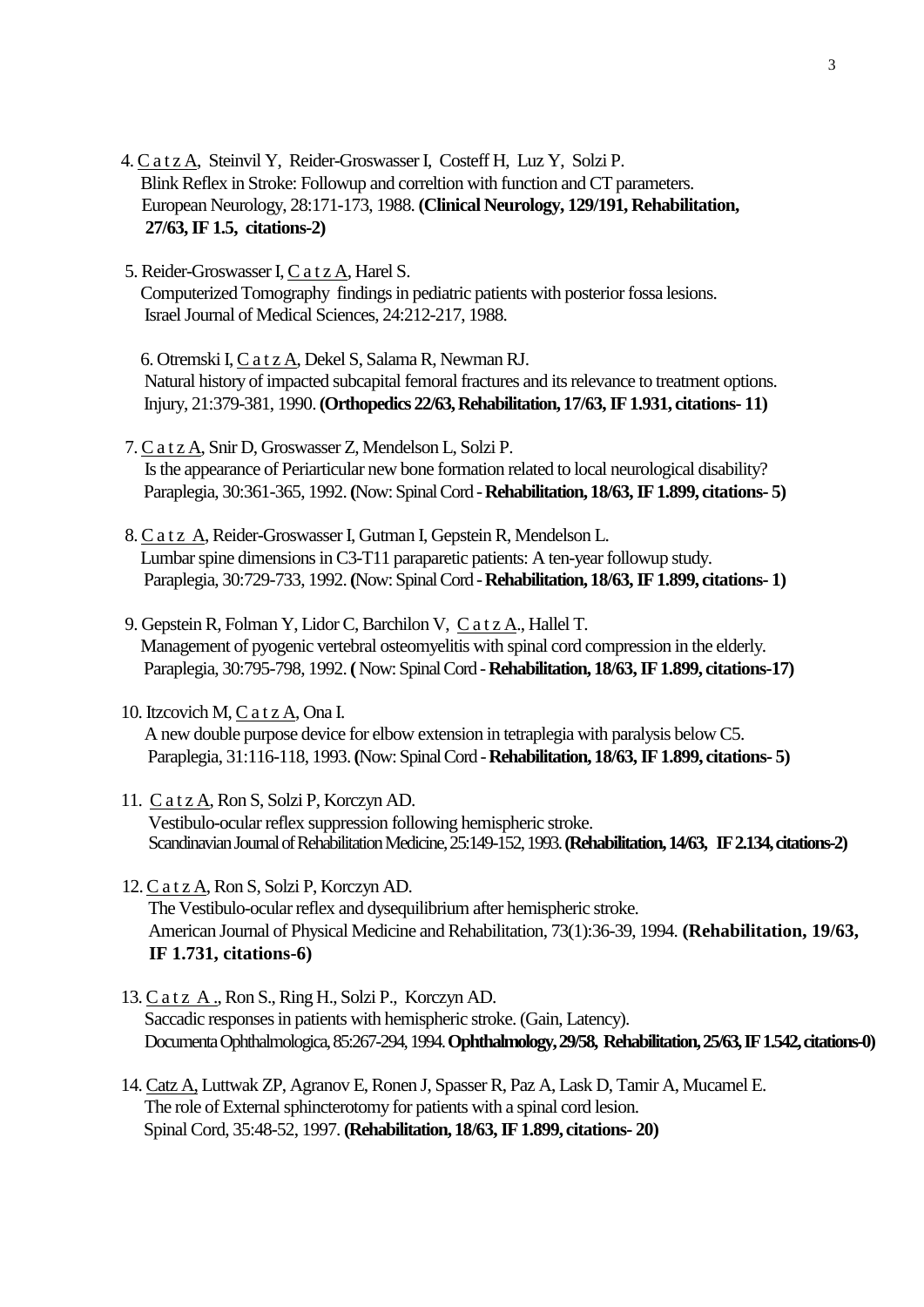4. C a t z A, Steinvil Y, Reider-Groswasser I, Costeff H, Luz Y, Solzi P.
Blink Reflex in Stroke: Followup and correltion with function and CT parameters.
European Neurology, 28:171-173, 1988. **(Clinical Neurology, 129/191, Rehabilitation, 27/63, IF 1.5, citations-2)**

5. Reider-Groswasser I, C a t z A, Harel S.
Computerized Tomography findings in pediatric patients with posterior fossa lesions.
Israel Journal of Medical Sciences, 24:212-217, 1988.

6. Otremski I, C a t z A, Dekel S, Salama R, Newman RJ.
Natural history of impacted subcapital femoral fractures and its relevance to treatment options.
Injury, 21:379-381, 1990. **(Orthopedics 22/63, Rehabilitation, 17/63, IF 1.931, citations- 11)**

7. C a t z A, Snir D, Groswasser Z, Mendelson L, Solzi P.
Is the appearance of Periarticular new bone formation related to local neurological disability?
Paraplegia, 30:361-365, 1992. **(**Now: Spinal Cord - **Rehabilitation, 18/63, IF 1.899, citations- 5)**

8. C a t z A, Reider-Groswasser I, Gutman I, Gepstein R, Mendelson L.
Lumbar spine dimensions in C3-T11 paraparetic patients: A ten-year followup study.
Paraplegia, 30:729-733, 1992. **(**Now: Spinal Cord - **Rehabilitation, 18/63, IF 1.899, citations- 1)**

9. Gepstein R, Folman Y, Lidor C, Barchilon V, C a t z A., Hallel T.
Management of pyogenic vertebral osteomyelitis with spinal cord compression in the elderly.
Paraplegia, 30:795-798, 1992. **(** Now: Spinal Cord - **Rehabilitation, 18/63, IF 1.899, citations-17)**

10. Itzcovich M, C a t z A, Ona I.
A new double purpose device for elbow extension in tetraplegia with paralysis below C5.
Paraplegia, 31:116-118, 1993. **(**Now: Spinal Cord - **Rehabilitation, 18/63, IF 1.899, citations- 5)**

11. C a t z A, Ron S, Solzi P, Korczyn AD.
Vestibulo-ocular reflex suppression following hemispheric stroke.
Scandinavian Journal of Rehabilitation Medicine, 25:149-152, 1993. **(Rehabilitation, 14/63, IF 2.134, citations-2)**

12. C a t z A, Ron S, Solzi P, Korczyn AD.
The Vestibulo-ocular reflex and dysequilibrium after hemispheric stroke.
American Journal of Physical Medicine and Rehabilitation, 73(1):36-39, 1994. **(Rehabilitation, 19/63, IF 1.731, citations-6)**

13. C a t z A ., Ron S., Ring H., Solzi P., Korczyn AD.
Saccadic responses in patients with hemispheric stroke. (Gain, Latency).
Documenta Ophthalmologica, 85:267-294, 1994. **Ophthalmology, 29/58, Rehabilitation, 25/63, IF 1.542, citations-0)**

14. Catz A, Luttwak ZP, Agranov E, Ronen J, Spasser R, Paz A, Lask D, Tamir A, Mucamel E.
The role of External sphincterotomy for patients with a spinal cord lesion.
Spinal Cord, 35:48-52, 1997. **(Rehabilitation, 18/63, IF 1.899, citations- 20)**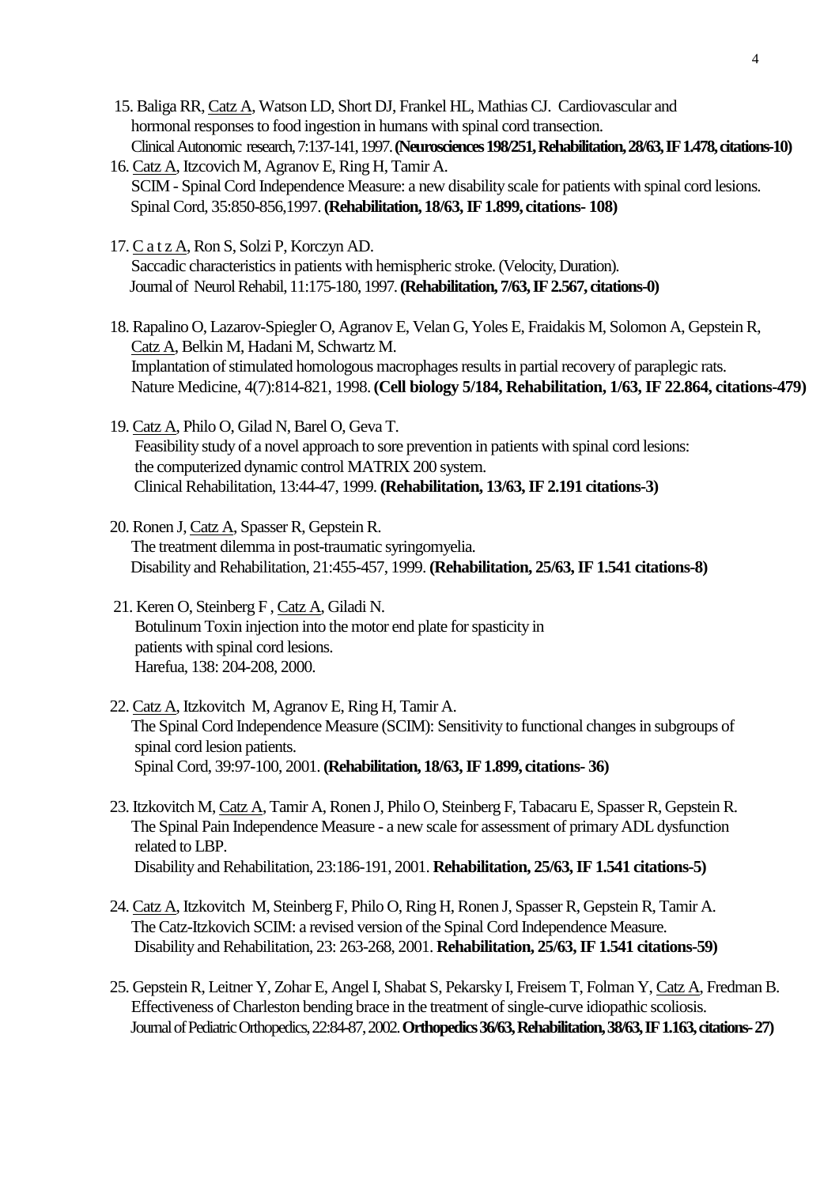15. Baliga RR, <u>Catz A</u>, Watson LD, Short DJ, Frankel HL, Mathias CJ. Cardiovascular and hormonal responses to food ingestion in humans with spinal cord transection.
Clinical Autonomic research, 7:137-141, 1997. **(Neurosciences 198/251, Rehabilitation, 28/63, IF 1.478, citations-10)**

16. <u>Catz A</u>, Itzcovich M, Agranov E, Ring H, Tamir A.
SCIM - Spinal Cord Independence Measure: a new disability scale for patients with spinal cord lesions.
Spinal Cord, 35:850-856,1997. **(Rehabilitation, 18/63, IF 1.899, citations- 108)**

17. <u>C a t z A</u>, Ron S, Solzi P, Korczyn AD.
Saccadic characteristics in patients with hemispheric stroke. (Velocity, Duration).
Journal of Neurol Rehabil, 11:175-180, 1997. **(Rehabilitation, 7/63, IF 2.567, citations-0)**

18. Rapalino O, Lazarov-Spiegler O, Agranov E, Velan G, Yoles E, Fraidakis M, Solomon A, Gepstein R, <u>Catz A</u>, Belkin M, Hadani M, Schwartz M.
Implantation of stimulated homologous macrophages results in partial recovery of paraplegic rats.
Nature Medicine, 4(7):814-821, 1998. **(Cell biology 5/184, Rehabilitation, 1/63, IF 22.864, citations-479)**

19. <u>Catz A</u>, Philo O, Gilad N, Barel O, Geva T.
Feasibility study of a novel approach to sore prevention in patients with spinal cord lesions: the computerized dynamic control MATRIX 200 system.
Clinical Rehabilitation, 13:44-47, 1999. **(Rehabilitation, 13/63, IF 2.191 citations-3)**

20. Ronen J, <u>Catz A</u>, Spasser R, Gepstein R.
The treatment dilemma in post-traumatic syringomyelia.
Disability and Rehabilitation, 21:455-457, 1999. **(Rehabilitation, 25/63, IF 1.541 citations-8)**

21. Keren O, Steinberg F , <u>Catz A</u>, Giladi N.
Botulinum Toxin injection into the motor end plate for spasticity in patients with spinal cord lesions.
Harefua, 138: 204-208, 2000.

22. <u>Catz A</u>, Itzkovitch M, Agranov E, Ring H, Tamir A.
The Spinal Cord Independence Measure (SCIM): Sensitivity to functional changes in subgroups of spinal cord lesion patients.
Spinal Cord, 39:97-100, 2001. **(Rehabilitation, 18/63, IF 1.899, citations- 36)**

23. Itzkovitch M, <u>Catz A</u>, Tamir A, Ronen J, Philo O, Steinberg F, Tabacaru E, Spasser R, Gepstein R.
The Spinal Pain Independence Measure - a new scale for assessment of primary ADL dysfunction related to LBP.
Disability and Rehabilitation, 23:186-191, 2001. **Rehabilitation, 25/63, IF 1.541 citations-5)**

24. <u>Catz A</u>, Itzkovitch M, Steinberg F, Philo O, Ring H, Ronen J, Spasser R, Gepstein R, Tamir A.
The Catz-Itzkovich SCIM: a revised version of the Spinal Cord Independence Measure.
Disability and Rehabilitation, 23: 263-268, 2001. **Rehabilitation, 25/63, IF 1.541 citations-59)**

25. Gepstein R, Leitner Y, Zohar E, Angel I, Shabat S, Pekarsky I, Freisem T, Folman Y, <u>Catz A</u>, Fredman B.
Effectiveness of Charleston bending brace in the treatment of single-curve idiopathic scoliosis.
Journal of Pediatric Orthopedics, 22:84-87, 2002. **Orthopedics 36/63, Rehabilitation, 38/63, IF 1.163, citations- 27)**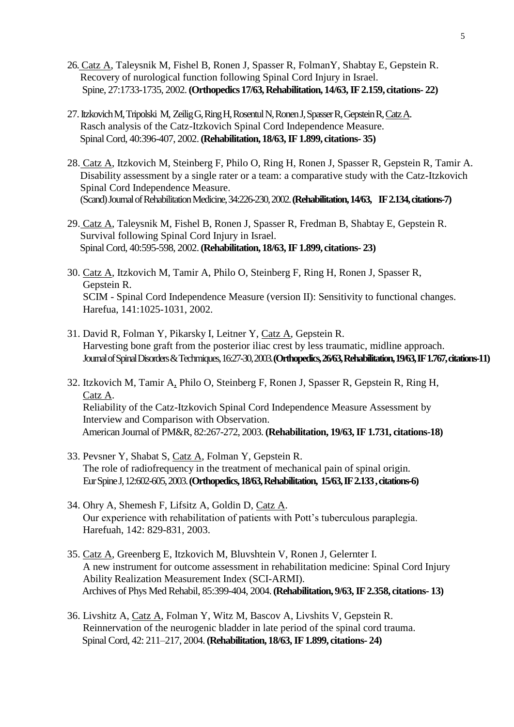26. <u>Catz A</u>, Taleysnik M, Fishel B, Ronen J, Spasser R, FolmanY, Shabtay E, Gepstein R. Recovery of nurological function following Spinal Cord Injury in Israel. Spine, 27:1733-1735, 2002. **(Orthopedics 17/63, Rehabilitation, 14/63, IF 2.159, citations- 22)**

27. Itzkovich M, Tripolski M, Zeilig G, Ring H, Rosentul N, Ronen J, Spasser R, Gepstein R, <u>Catz A</u>. Rasch analysis of the Catz-Itzkovich Spinal Cord Independence Measure. Spinal Cord, 40:396-407, 2002. **(Rehabilitation, 18/63, IF 1.899, citations- 35)**

28. <u>Catz A</u>, Itzkovich M, Steinberg F, Philo O, Ring H, Ronen J, Spasser R, Gepstein R, Tamir A. Disability assessment by a single rater or a team: a comparative study with the Catz-Itzkovich Spinal Cord Independence Measure. (Scand) Journal of Rehabilitation Medicine, 34:226-230, 2002. **(Rehabilitation, 14/63, IF 2.134, citations-7)**

29. <u>Catz A</u>, Taleysnik M, Fishel B, Ronen J, Spasser R, Fredman B, Shabtay E, Gepstein R. Survival following Spinal Cord Injury in Israel. Spinal Cord, 40:595-598, 2002. **(Rehabilitation, 18/63, IF 1.899, citations- 23)**

30. <u>Catz A</u>, Itzkovich M, Tamir A, Philo O, Steinberg F, Ring H, Ronen J, Spasser R, Gepstein R. SCIM - Spinal Cord Independence Measure (version II): Sensitivity to functional changes. Harefua, 141:1025-1031, 2002.

31. David R, Folman Y, Pikarsky I, Leitner Y, <u>Catz A</u>, Gepstein R. Harvesting bone graft from the posterior iliac crest by less traumatic, midline approach. Journal of Spinal Disorders & Techniques, 16:27-30, 2003. **(Orthopedics, 26/63, Rehabilitation, 19/63, IF 1.767, citations-11)**

32. Itzkovich M, Tamir A, Philo O, Steinberg F, Ronen J, Spasser R, Gepstein R, Ring H, <u>Catz A</u>. Reliability of the Catz-Itzkovich Spinal Cord Independence Measure Assessment by Interview and Comparison with Observation. American Journal of PM&R, 82:267-272, 2003. **(Rehabilitation, 19/63, IF 1.731, citations-18)**

33. Pevsner Y, Shabat S, <u>Catz A</u>, Folman Y, Gepstein R. The role of radiofrequency in the treatment of mechanical pain of spinal origin. Eur Spine J, 12:602-605, 2003. **(Orthopedics, 18/63, Rehabilitation, 15/63, IF 2.133 , citations-6)**

34. Ohry A, Shemesh F, Lifsitz A, Goldin D, <u>Catz A</u>. Our experience with rehabilitation of patients with Pott's tuberculous paraplegia. Harefuah, 142: 829-831, 2003.

35. <u>Catz A</u>, Greenberg E, Itzkovich M, Bluvshtein V, Ronen J, Gelernter I. A new instrument for outcome assessment in rehabilitation medicine: Spinal Cord Injury Ability Realization Measurement Index (SCI-ARMI). Archives of Phys Med Rehabil, 85:399-404, 2004. **(Rehabilitation, 9/63, IF 2.358, citations- 13)**

36. Livshitz A, <u>Catz A</u>, Folman Y, Witz M, Bascov A, Livshits V, Gepstein R. Reinnervation of the neurogenic bladder in late period of the spinal cord trauma. Spinal Cord, 42: 211–217, 2004. **(Rehabilitation, 18/63, IF 1.899, citations- 24)**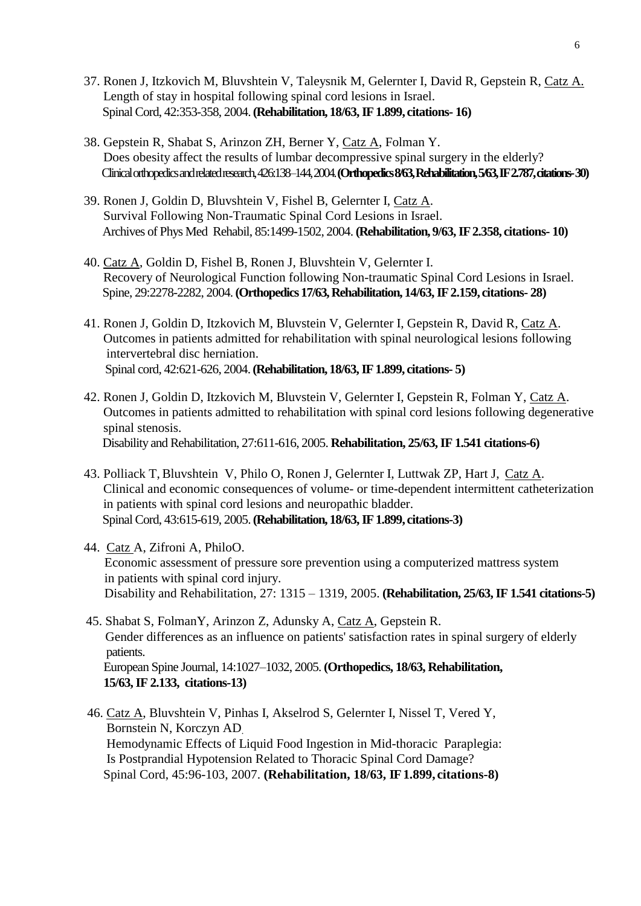37. Ronen J, Itzkovich M, Bluvshtein V, Taleysnik M, Gelernter I, David R, Gepstein R, <u>Catz A.</u>
    Length of stay in hospital following spinal cord lesions in Israel.
    Spinal Cord, 42:353-358, 2004. **(Rehabilitation, 18/63, IF 1.899, citations- 16)**

38. Gepstein R, Shabat S, Arinzon ZH, Berner Y, <u>Catz A</u>, Folman Y.
    Does obesity affect the results of lumbar decompressive spinal surgery in the elderly?
    Clinical orthopedics and related research, 426:138–144, 2004. **(Orthopedics 8/63, Rehabilitation, 5/63, IF 2.787, citations- 30)**

39. Ronen J, Goldin D, Bluvshtein V, Fishel B, Gelernter I, <u>Catz A</u>.
    Survival Following Non-Traumatic Spinal Cord Lesions in Israel.
    Archives of Phys Med Rehabil, 85:1499-1502, 2004. **(Rehabilitation, 9/63, IF 2.358, citations- 10)**

40. <u>Catz A</u>, Goldin D, Fishel B, Ronen J, Bluvshtein V, Gelernter I.
    Recovery of Neurological Function following Non-traumatic Spinal Cord Lesions in Israel.
    Spine, 29:2278-2282, 2004. **(Orthopedics 17/63, Rehabilitation, 14/63, IF 2.159, citations- 28)**

41. Ronen J, Goldin D, Itzkovich M, Bluvstein V, Gelernter I, Gepstein R, David R, <u>Catz A</u>.
    Outcomes in patients admitted for rehabilitation with spinal neurological lesions following intervertebral disc herniation.
    Spinal cord, 42:621-626, 2004. **(Rehabilitation, 18/63, IF 1.899, citations- 5)**

42. Ronen J, Goldin D, Itzkovich M, Bluvstein V, Gelernter I, Gepstein R, Folman Y, <u>Catz A</u>.
    Outcomes in patients admitted to rehabilitation with spinal cord lesions following degenerative spinal stenosis.
    Disability and Rehabilitation, 27:611-616, 2005. **Rehabilitation, 25/63, IF 1.541 citations-6)**

43. Polliack T, Bluvshtein V, Philo O, Ronen J, Gelernter I, Luttwak ZP, Hart J, <u>Catz A</u>.
    Clinical and economic consequences of volume- or time-dependent intermittent catheterization in patients with spinal cord lesions and neuropathic bladder.
    Spinal Cord, 43:615-619, 2005. **(Rehabilitation, 18/63, IF 1.899, citations-3)**

44. <u>Catz</u> A, Zifroni A, PhiloO.
    Economic assessment of pressure sore prevention using a computerized mattress system in patients with spinal cord injury.
    Disability and Rehabilitation, 27: 1315 – 1319, 2005. **(Rehabilitation, 25/63, IF 1.541 citations-5)**

45. Shabat S, FolmanY, Arinzon Z, Adunsky A, <u>Catz A</u>, Gepstein R.
    Gender differences as an influence on patients' satisfaction rates in spinal surgery of elderly patients.
    European Spine Journal, 14:1027–1032, 2005. **(Orthopedics, 18/63, Rehabilitation, 15/63, IF 2.133, citations-13)**

46. <u>Catz A</u>, Bluvshtein V, Pinhas I, Akselrod S, Gelernter I, Nissel T, Vered Y, Bornstein N, Korczyn AD.
    Hemodynamic Effects of Liquid Food Ingestion in Mid-thoracic Paraplegia: Is Postprandial Hypotension Related to Thoracic Spinal Cord Damage?
    Spinal Cord, 45:96-103, 2007. **(Rehabilitation, 18/63, IF 1.899, citations-8)**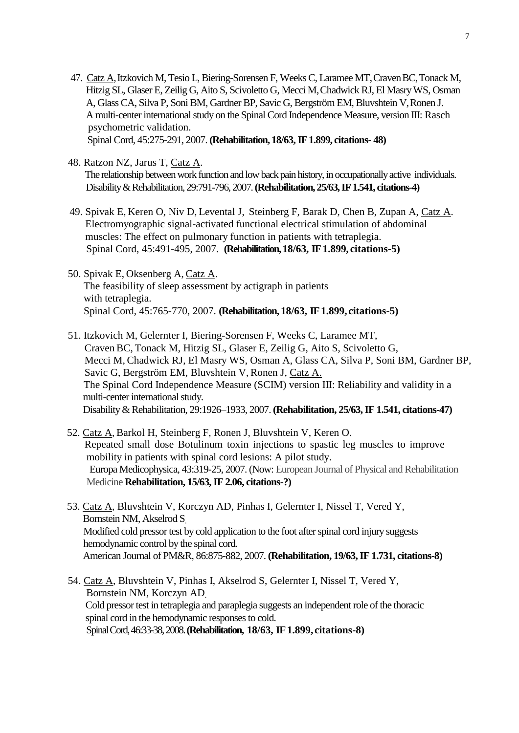47. Catz A, Itzkovich M, Tesio L, Biering-Sorensen F, Weeks C, Laramee MT, Craven BC, Tonack M, Hitzig SL, Glaser E, Zeilig G, Aito S, Scivoletto G, Mecci M, Chadwick RJ, El Masry WS, Osman A, Glass CA, Silva P, Soni BM, Gardner BP, Savic G, Bergström EM, Bluvshtein V, Ronen J.
    A multi-center international study on the Spinal Cord Independence Measure, version III: Rasch psychometric validation.
    Spinal Cord, 45:275-291, 2007. **(Rehabilitation, 18/63, IF 1.899, citations- 48)**

48. Ratzon NZ, Jarus T, Catz A.
    The relationship between work function and low back pain history, in occupationally active individuals.
    Disability & Rehabilitation, 29:791-796, 2007. **(Rehabilitation, 25/63, IF 1.541, citations-4)**

49. Spivak E, Keren O, Niv D, Levental J, Steinberg F, Barak D, Chen B, Zupan A, Catz A.
    Electromyographic signal-activated functional electrical stimulation of abdominal muscles: The effect on pulmonary function in patients with tetraplegia.
    Spinal Cord, 45:491-495, 2007. **(Rehabilitation, 18/63, IF 1.899, citations-5)**

50. Spivak E, Oksenberg A, Catz A.
    The feasibility of sleep assessment by actigraph in patients with tetraplegia.
    Spinal Cord, 45:765-770, 2007. **(Rehabilitation, 18/63, IF 1.899, citations-5)**

51. Itzkovich M, Gelernter I, Biering-Sorensen F, Weeks C, Laramee MT, Craven BC, Tonack M, Hitzig SL, Glaser E, Zeilig G, Aito S, Scivoletto G, Mecci M, Chadwick RJ, El Masry WS, Osman A, Glass CA, Silva P, Soni BM, Gardner BP, Savic G, Bergström EM, Bluvshtein V, Ronen J, Catz A.
    The Spinal Cord Independence Measure (SCIM) version III: Reliability and validity in a multi-center international study.
    Disability & Rehabilitation, 29:1926–1933, 2007. **(Rehabilitation, 25/63, IF 1.541, citations-47)**

52. Catz A, Barkol H, Steinberg F, Ronen J, Bluvshtein V, Keren O.
    Repeated small dose Botulinum toxin injections to spastic leg muscles to improve mobility in patients with spinal cord lesions: A pilot study.
    Europa Medicophysica, 43:319-25, 2007. (Now: European Journal of Physical and Rehabilitation Medicine **Rehabilitation, 15/63, IF 2.06, citations-?)**

53. Catz A, Bluvshtein V, Korczyn AD, Pinhas I, Gelernter I, Nissel T, Vered Y, Bornstein NM, Akselrod S.
    Modified cold pressor test by cold application to the foot after spinal cord injury suggests hemodynamic control by the spinal cord.
    American Journal of PM&R, 86:875-882, 2007. **(Rehabilitation, 19/63, IF 1.731, citations-8)**

54. Catz A, Bluvshtein V, Pinhas I, Akselrod S, Gelernter I, Nissel T, Vered Y, Bornstein NM, Korczyn AD.
    Cold pressor test in tetraplegia and paraplegia suggests an independent role of the thoracic spinal cord in the hemodynamic responses to cold.
    Spinal Cord, 46:33-38, 2008. **(Rehabilitation, 18/63, IF 1.899, citations-8)**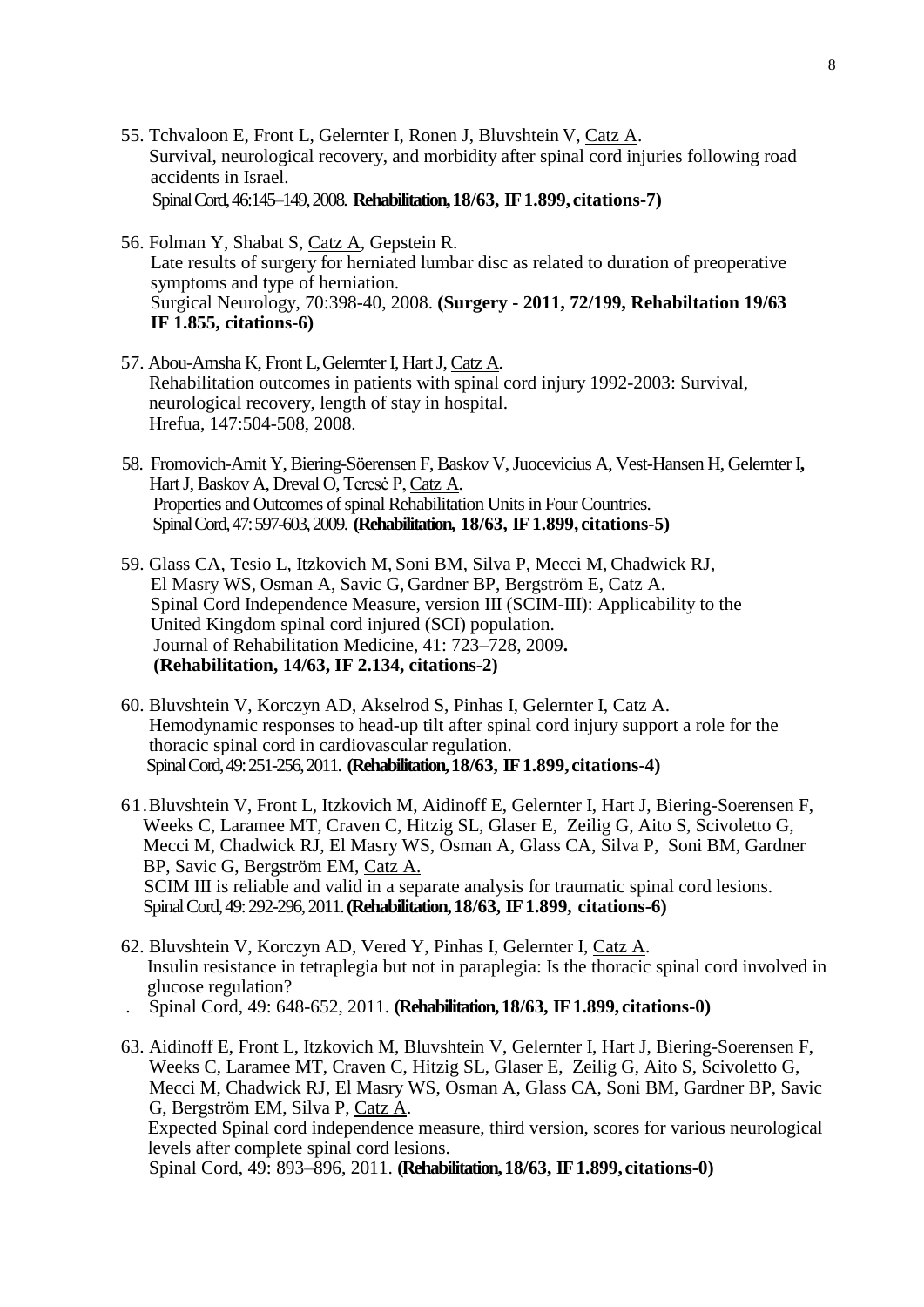55. Tchvaloon E, Front L, Gelernter I, Ronen J, Bluvshtein V, Catz A.
Survival, neurological recovery, and morbidity after spinal cord injuries following road accidents in Israel.
Spinal Cord, 46:145–149, 2008. **Rehabilitation, 18/63, IF 1.899, citations-7)**

56. Folman Y, Shabat S, Catz A, Gepstein R.
Late results of surgery for herniated lumbar disc as related to duration of preoperative symptoms and type of herniation.
Surgical Neurology, 70:398-40, 2008. **(Surgery - 2011, 72/199, Rehabiltation 19/63 IF 1.855, citations-6)**

57. Abou-Amsha K, Front L, Gelernter I, Hart J, Catz A.
Rehabilitation outcomes in patients with spinal cord injury 1992-2003: Survival, neurological recovery, length of stay in hospital.
Hrefua, 147:504-508, 2008.

58. Fromovich-Amit Y, Biering-Söerensen F, Baskov V, Juocevicius A, Vest-Hansen H, Gelernter I**,** Hart J, Baskov A, Dreval O, Teresė P, Catz A.
Properties and Outcomes of spinal Rehabilitation Units in Four Countries.
Spinal Cord, 47: 597-603, 2009. **(Rehabilitation, 18/63, IF 1.899, citations-5)**

59. Glass CA, Tesio L, Itzkovich M, Soni BM, Silva P, Mecci M, Chadwick RJ, El Masry WS, Osman A, Savic G, Gardner BP, Bergström E, Catz A.
Spinal Cord Independence Measure, version III (SCIM-III): Applicability to the United Kingdom spinal cord injured (SCI) population.
Journal of Rehabilitation Medicine, 41: 723–728, 2009**.**
**(Rehabilitation, 14/63, IF 2.134, citations-2)**

60. Bluvshtein V, Korczyn AD, Akselrod S, Pinhas I, Gelernter I, Catz A.
Hemodynamic responses to head-up tilt after spinal cord injury support a role for the thoracic spinal cord in cardiovascular regulation.
Spinal Cord, 49: 251-256, 2011. **(Rehabilitation, 18/63, IF 1.899, citations-4)**

61. Bluvshtein V, Front L, Itzkovich M, Aidinoff E, Gelernter I, Hart J, Biering-Soerensen F, Weeks C, Laramee MT, Craven C, Hitzig SL, Glaser E, Zeilig G, Aito S, Scivoletto G, Mecci M, Chadwick RJ, El Masry WS, Osman A, Glass CA, Silva P, Soni BM, Gardner BP, Savic G, Bergström EM, Catz A.
SCIM III is reliable and valid in a separate analysis for traumatic spinal cord lesions.
Spinal Cord, 49: 292-296, 2011. **(Rehabilitation, 18/63, IF 1.899, citations-6)**

62. Bluvshtein V, Korczyn AD, Vered Y, Pinhas I, Gelernter I, Catz A.
Insulin resistance in tetraplegia but not in paraplegia: Is the thoracic spinal cord involved in glucose regulation?
Spinal Cord, 49: 648-652, 2011. **(Rehabilitation, 18/63, IF 1.899, citations-0)**

63. Aidinoff E, Front L, Itzkovich M, Bluvshtein V, Gelernter I, Hart J, Biering-Soerensen F, Weeks C, Laramee MT, Craven C, Hitzig SL, Glaser E, Zeilig G, Aito S, Scivoletto G, Mecci M, Chadwick RJ, El Masry WS, Osman A, Glass CA, Soni BM, Gardner BP, Savic G, Bergström EM, Silva P, Catz A.
Expected Spinal cord independence measure, third version, scores for various neurological levels after complete spinal cord lesions.
Spinal Cord, 49: 893–896, 2011. **(Rehabilitation, 18/63, IF 1.899, citations-0)**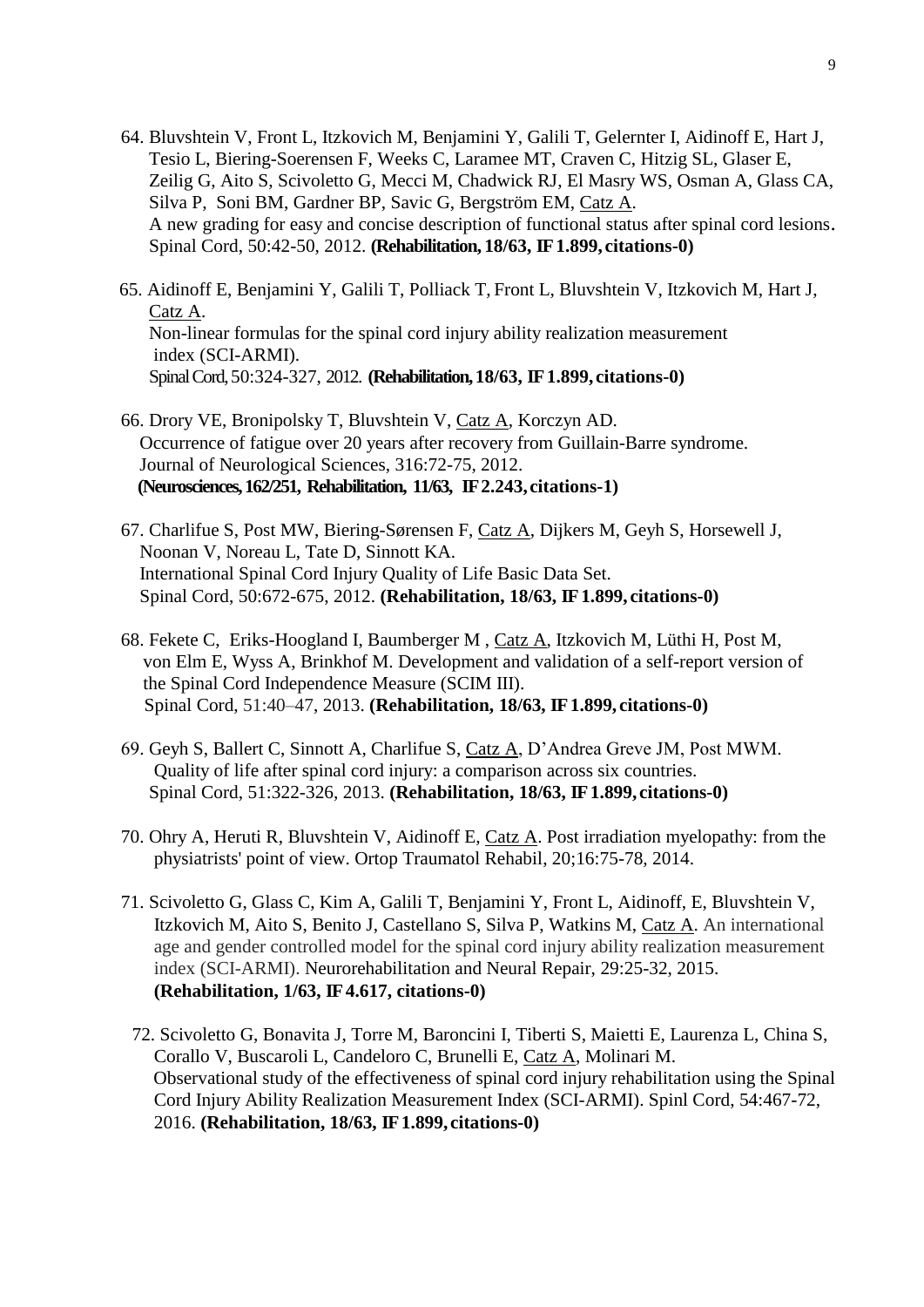64. Bluvshtein V, Front L, Itzkovich M, Benjamini Y, Galili T, Gelernter I, Aidinoff E, Hart J, Tesio L, Biering-Soerensen F, Weeks C, Laramee MT, Craven C, Hitzig SL, Glaser E, Zeilig G, Aito S, Scivoletto G, Mecci M, Chadwick RJ, El Masry WS, Osman A, Glass CA, Silva P, Soni BM, Gardner BP, Savic G, Bergström EM, Catz A. A new grading for easy and concise description of functional status after spinal cord lesions. Spinal Cord, 50:42-50, 2012. **(Rehabilitation, 18/63, IF 1.899, citations-0)**

65. Aidinoff E, Benjamini Y, Galili T, Polliack T, Front L, Bluvshtein V, Itzkovich M, Hart J, Catz A. Non-linear formulas for the spinal cord injury ability realization measurement index (SCI-ARMI). Spinal Cord, 50:324-327, 2012. **(Rehabilitation, 18/63, IF 1.899, citations-0)**

66. Drory VE, Bronipolsky T, Bluvshtein V, Catz A, Korczyn AD. Occurrence of fatigue over 20 years after recovery from Guillain-Barre syndrome. Journal of Neurological Sciences, 316:72-75, 2012. **(Neurosciences, 162/251, Rehabilitation, 11/63, IF 2.243, citations-1)**

67. Charlifue S, Post MW, Biering-Sørensen F, Catz A, Dijkers M, Geyh S, Horsewell J, Noonan V, Noreau L, Tate D, Sinnott KA. International Spinal Cord Injury Quality of Life Basic Data Set. Spinal Cord, 50:672-675, 2012. **(Rehabilitation, 18/63, IF 1.899, citations-0)**

68. Fekete C, Eriks-Hoogland I, Baumberger M, Catz A, Itzkovich M, Lüthi H, Post M, von Elm E, Wyss A, Brinkhof M. Development and validation of a self-report version of the Spinal Cord Independence Measure (SCIM III). Spinal Cord, 51:40–47, 2013. **(Rehabilitation, 18/63, IF 1.899, citations-0)**

69. Geyh S, Ballert C, Sinnott A, Charlifue S, Catz A, D'Andrea Greve JM, Post MWM. Quality of life after spinal cord injury: a comparison across six countries. Spinal Cord, 51:322-326, 2013. **(Rehabilitation, 18/63, IF 1.899, citations-0)**

70. Ohry A, Heruti R, Bluvshtein V, Aidinoff E, Catz A. Post irradiation myelopathy: from the physiatrists' point of view. Ortop Traumatol Rehabil, 20;16:75-78, 2014.

71. Scivoletto G, Glass C, Kim A, Galili T, Benjamini Y, Front L, Aidinoff, E, Bluvshtein V, Itzkovich M, Aito S, Benito J, Castellano S, Silva P, Watkins M, Catz A. An international age and gender controlled model for the spinal cord injury ability realization measurement index (SCI-ARMI). Neurorehabilitation and Neural Repair, 29:25-32, 2015. **(Rehabilitation, 1/63, IF 4.617, citations-0)**

72. Scivoletto G, Bonavita J, Torre M, Baroncini I, Tiberti S, Maietti E, Laurenza L, China S, Corallo V, Buscaroli L, Candeloro C, Brunelli E, Catz A, Molinari M. Observational study of the effectiveness of spinal cord injury rehabilitation using the Spinal Cord Injury Ability Realization Measurement Index (SCI-ARMI). Spinl Cord, 54:467-72, 2016. **(Rehabilitation, 18/63, IF 1.899, citations-0)**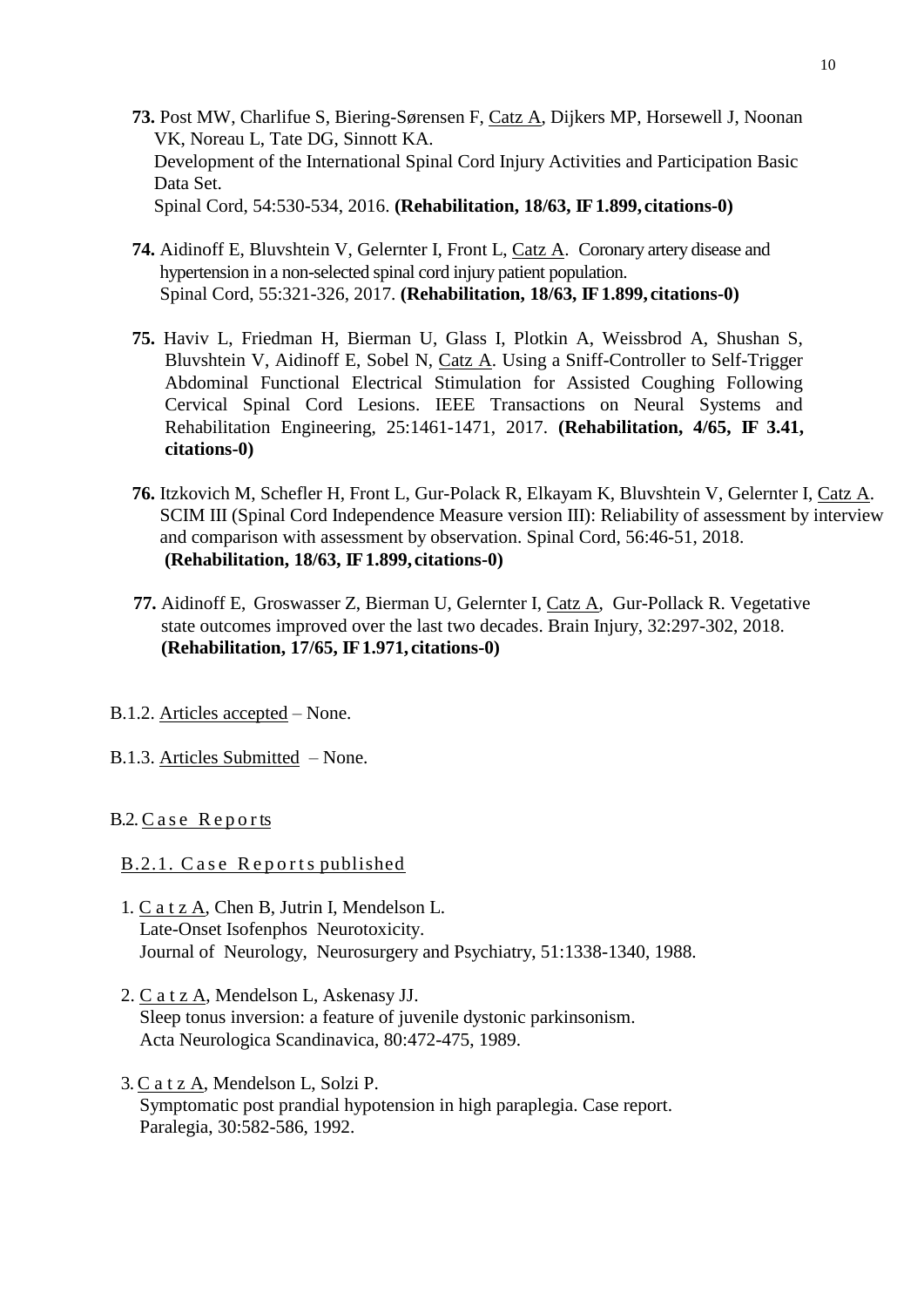**73.** Post MW, Charlifue S, Biering-Sørensen F, Catz A, Dijkers MP, Horsewell J, Noonan VK, Noreau L, Tate DG, Sinnott KA.
Development of the International Spinal Cord Injury Activities and Participation Basic Data Set.
Spinal Cord, 54:530-534, 2016. **(Rehabilitation, 18/63, IF 1.899, citations-0)**

**74.** Aidinoff E, Bluvshtein V, Gelernter I, Front L, Catz A. Coronary artery disease and hypertension in a non-selected spinal cord injury patient population.
Spinal Cord, 55:321-326, 2017. **(Rehabilitation, 18/63, IF 1.899, citations-0)**

**75.** Haviv L, Friedman H, Bierman U, Glass I, Plotkin A, Weissbrod A, Shushan S, Bluvshtein V, Aidinoff E, Sobel N, Catz A. Using a Sniff-Controller to Self-Trigger Abdominal Functional Electrical Stimulation for Assisted Coughing Following Cervical Spinal Cord Lesions. IEEE Transactions on Neural Systems and Rehabilitation Engineering, 25:1461-1471, 2017. **(Rehabilitation, 4/65, IF 3.41, citations-0)**

**76.** Itzkovich M, Schefler H, Front L, Gur-Polack R, Elkayam K, Bluvshtein V, Gelernter I, Catz A. SCIM III (Spinal Cord Independence Measure version III): Reliability of assessment by interview and comparison with assessment by observation. Spinal Cord, 56:46-51, 2018. **(Rehabilitation, 18/63, IF 1.899, citations-0)**

**77.** Aidinoff E, Groswasser Z, Bierman U, Gelernter I, Catz A, Gur-Pollack R. Vegetative state outcomes improved over the last two decades. Brain Injury, 32:297-302, 2018. **(Rehabilitation, 17/65, IF 1.971, citations-0)**

B.1.2. Articles accepted – None.

B.1.3. Articles Submitted – None.

B.2. Case Reports

B.2.1. Case Reports published

1. Catz A, Chen B, Jutrin I, Mendelson L.
   Late-Onset Isofenphos Neurotoxicity.
   Journal of Neurology, Neurosurgery and Psychiatry, 51:1338-1340, 1988.

2. Catz A, Mendelson L, Askenasy JJ.
   Sleep tonus inversion: a feature of juvenile dystonic parkinsonism.
   Acta Neurologica Scandinavica, 80:472-475, 1989.

3. Catz A, Mendelson L, Solzi P.
   Symptomatic post prandial hypotension in high paraplegia. Case report.
   Paralegia, 30:582-586, 1992.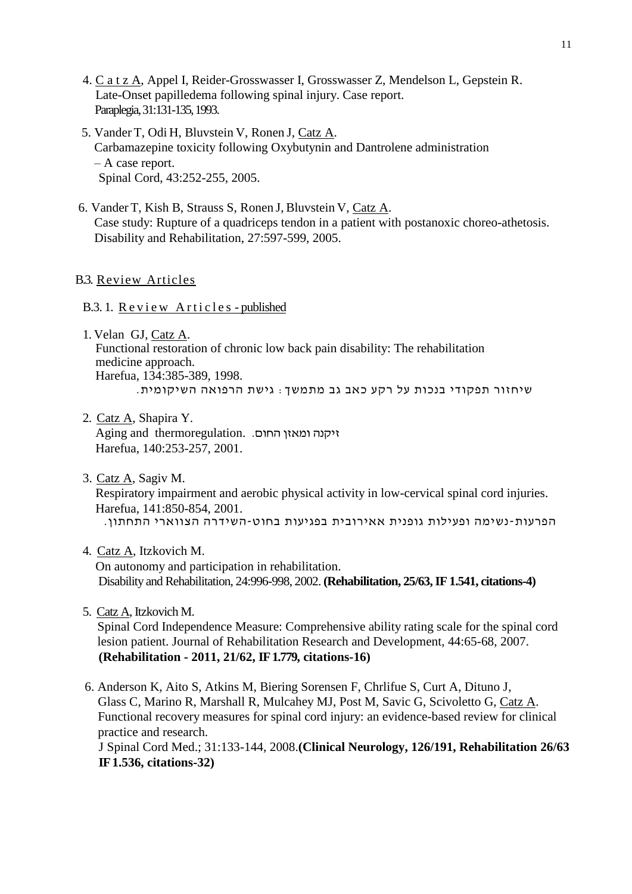4. <u>C a t z A</u>, Appel I, Reider-Grosswasser I, Grosswasser Z, Mendelson L, Gepstein R. Late-Onset papilledema following spinal injury. Case report. Paraplegia, 31:131-135, 1993.

5. Vander T, Odi H, Bluvstein V, Ronen J, <u>Catz A</u>. Carbamazepine toxicity following Oxybutynin and Dantrolene administration – A case report. Spinal Cord, 43:252-255, 2005.

6. Vander T, Kish B, Strauss S, Ronen J, Bluvstein V, <u>Catz A</u>. Case study: Rupture of a quadriceps tendon in a patient with postanoxic choreo-athetosis. Disability and Rehabilitation, 27:597-599, 2005.

## B.3. <u>Review Articles</u>

### B.3. 1. <u>Review Articles - published</u>

1. Velan GJ, <u>Catz A</u>. Functional restoration of chronic low back pain disability: The rehabilitation medicine approach. Harefua, 134:385-389, 1998.
   שיחזור תפקודי בנכות על רקע כאב גב מתמשך: גישת הרפואה השיקומית.

2. <u>Catz A</u>, Shapira Y. Aging and thermoregulation. זיקנה ומאזן החום. Harefua, 140:253-257, 2001.

3. <u>Catz A</u>, Sagiv M. Respiratory impairment and aerobic physical activity in low-cervical spinal cord injuries. Harefua, 141:850-854, 2001.
   הפרעות-נשימה ופעילות גופנית אירובית בפגיעות בחוט-השידרה הצווארי התחתון.

4. <u>Catz A</u>, Itzkovich M. On autonomy and participation in rehabilitation. Disability and Rehabilitation, 24:996-998, 2002. **(Rehabilitation, 25/63, IF 1.541, citations-4)**

5. <u>Catz A</u>, Itzkovich M. Spinal Cord Independence Measure: Comprehensive ability rating scale for the spinal cord lesion patient. Journal of Rehabilitation Research and Development, 44:65-68, 2007. **(Rehabilitation - 2011, 21/62, IF 1.779, citations-16)**

6. Anderson K, Aito S, Atkins M, Biering Sorensen F, Chrlifue S, Curt A, Dituno J, Glass C, Marino R, Marshall R, Mulcahey MJ, Post M, Savic G, Scivoletto G, <u>Catz A</u>. Functional recovery measures for spinal cord injury: an evidence-based review for clinical practice and research. J Spinal Cord Med.; 31:133-144, 2008.**(Clinical Neurology, 126/191, Rehabilitation 26/63 IF 1.536, citations-32)**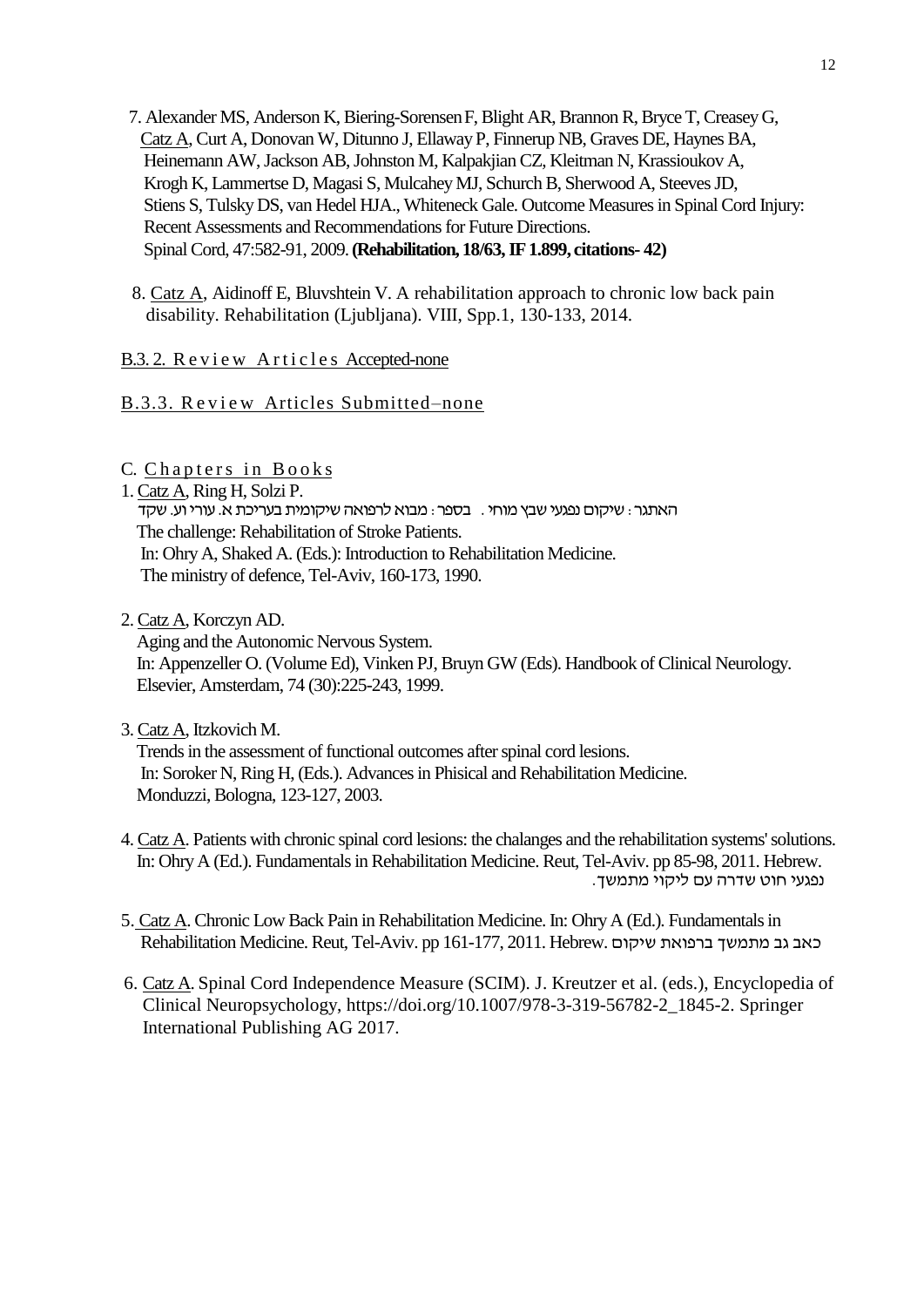7. Alexander MS, Anderson K, Biering-Sorensen F, Blight AR, Brannon R, Bryce T, Creasey G, Catz A, Curt A, Donovan W, Ditunno J, Ellaway P, Finnerup NB, Graves DE, Haynes BA, Heinemann AW, Jackson AB, Johnston M, Kalpakjian CZ, Kleitman N, Krassioukov A, Krogh K, Lammertse D, Magasi S, Mulcahey MJ, Schurch B, Sherwood A, Steeves JD, Stiens S, Tulsky DS, van Hedel HJA., Whiteneck Gale. Outcome Measures in Spinal Cord Injury: Recent Assessments and Recommendations for Future Directions. Spinal Cord, 47:582-91, 2009. **(Rehabilitation, 18/63, IF 1.899, citations- 42)**

8. Catz A, Aidinoff E, Bluvshtein V. A rehabilitation approach to chronic low back pain disability. Rehabilitation (Ljubljana). VIII, Spp.1, 130-133, 2014.

B.3. 2. Review Articles Accepted-none

B.3.3. Review Articles Submitted–none

C. Chapters in Books

1. Catz A, Ring H, Solzi P.
האתגר: שיקום נפגעי שבץ מוחי. בספר: מבוא לרפואה שיקומית בעריכת א. עורי וע. שקד
The challenge: Rehabilitation of Stroke Patients.
In: Ohry A, Shaked A. (Eds.): Introduction to Rehabilitation Medicine.
The ministry of defence, Tel-Aviv, 160-173, 1990.

2. Catz A, Korczyn AD.
Aging and the Autonomic Nervous System.
In: Appenzeller O. (Volume Ed), Vinken PJ, Bruyn GW (Eds). Handbook of Clinical Neurology.
Elsevier, Amsterdam, 74 (30):225-243, 1999.

3. Catz A, Itzkovich M.
Trends in the assessment of functional outcomes after spinal cord lesions.
In: Soroker N, Ring H, (Eds.). Advances in Phisical and Rehabilitation Medicine.
Monduzzi, Bologna, 123-127, 2003.

4. Catz A. Patients with chronic spinal cord lesions: the chalanges and the rehabilitation systems' solutions. In: Ohry A (Ed.). Fundamentals in Rehabilitation Medicine. Reut, Tel-Aviv. pp 85-98, 2011. Hebrew. נפגעי חוט שדרה עם ליקוי מתמשך.

5. Catz A. Chronic Low Back Pain in Rehabilitation Medicine. In: Ohry A (Ed.). Fundamentals in Rehabilitation Medicine. Reut, Tel-Aviv. pp 161-177, 2011. Hebrew. כאב גב מתמשך ברפואת שיקום

6. Catz A. Spinal Cord Independence Measure (SCIM). J. Kreutzer et al. (eds.), Encyclopedia of Clinical Neuropsychology, https://doi.org/10.1007/978-3-319-56782-2_1845-2. Springer International Publishing AG 2017.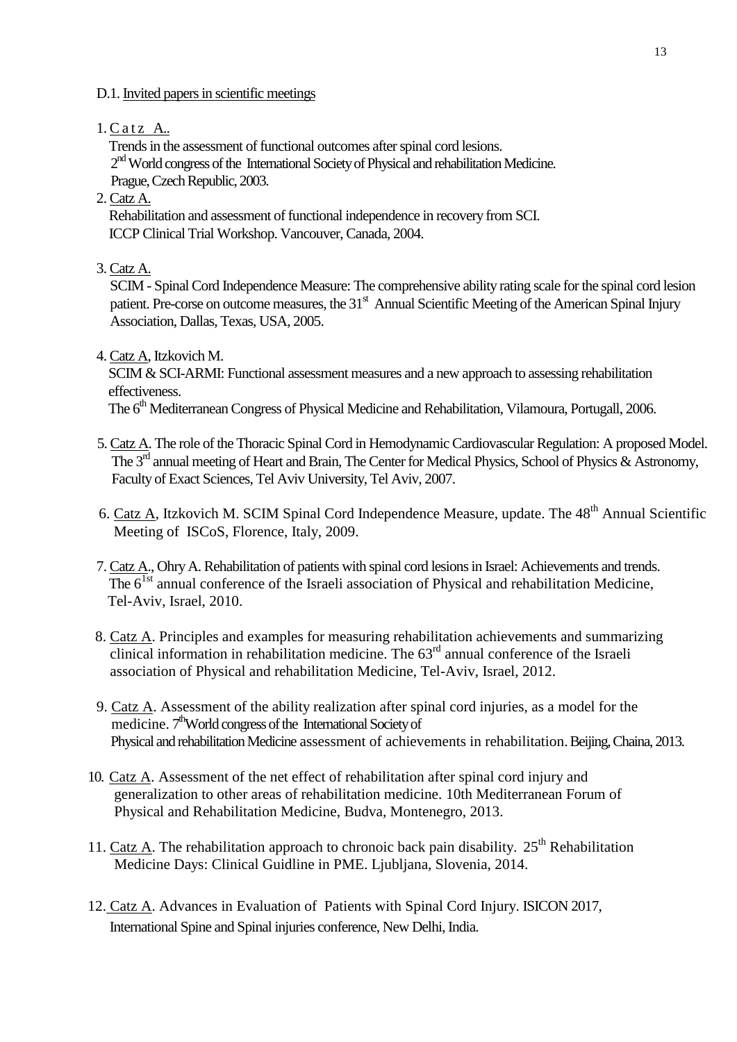D.1. Invited papers in scientific meetings

1. Catz A..
   Trends in the assessment of functional outcomes after spinal cord lesions.
   2nd World congress of the International Society of Physical and rehabilitation Medicine.
   Prague, Czech Republic, 2003.
2. Catz A.
   Rehabilitation and assessment of functional independence in recovery from SCI.
   ICCP Clinical Trial Workshop. Vancouver, Canada, 2004.
3. Catz A.
   SCIM - Spinal Cord Independence Measure: The comprehensive ability rating scale for the spinal cord lesion patient. Pre-corse on outcome measures, the 31st Annual Scientific Meeting of the American Spinal Injury Association, Dallas, Texas, USA, 2005.
4. Catz A, Itzkovich M.
   SCIM & SCI-ARMI: Functional assessment measures and a new approach to assessing rehabilitation effectiveness.
   The 6th Mediterranean Congress of Physical Medicine and Rehabilitation, Vilamoura, Portugall, 2006.
5. Catz A. The role of the Thoracic Spinal Cord in Hemodynamic Cardiovascular Regulation: A proposed Model. The 3rd annual meeting of Heart and Brain, The Center for Medical Physics, School of Physics & Astronomy, Faculty of Exact Sciences, Tel Aviv University, Tel Aviv, 2007.
6. Catz A, Itzkovich M. SCIM Spinal Cord Independence Measure, update. The 48th Annual Scientific Meeting of ISCoS, Florence, Italy, 2009.
7. Catz A., Ohry A. Rehabilitation of patients with spinal cord lesions in Israel: Achievements and trends. The 61st annual conference of the Israeli association of Physical and rehabilitation Medicine, Tel-Aviv, Israel, 2010.
8. Catz A. Principles and examples for measuring rehabilitation achievements and summarizing clinical information in rehabilitation medicine. The 63rd annual conference of the Israeli association of Physical and rehabilitation Medicine, Tel-Aviv, Israel, 2012.
9. Catz A. Assessment of the ability realization after spinal cord injuries, as a model for the medicine. 7thWorld congress of the International Society of Physical and rehabilitation Medicine assessment of achievements in rehabilitation. Beijing, Chaina, 2013.
10. Catz A. Assessment of the net effect of rehabilitation after spinal cord injury and generalization to other areas of rehabilitation medicine. 10th Mediterranean Forum of Physical and Rehabilitation Medicine, Budva, Montenegro, 2013.
11. Catz A. The rehabilitation approach to chronoic back pain disability. 25th Rehabilitation Medicine Days: Clinical Guidline in PME. Ljubljana, Slovenia, 2014.
12. Catz A. Advances in Evaluation of Patients with Spinal Cord Injury. ISICON 2017, International Spine and Spinal injuries conference, New Delhi, India.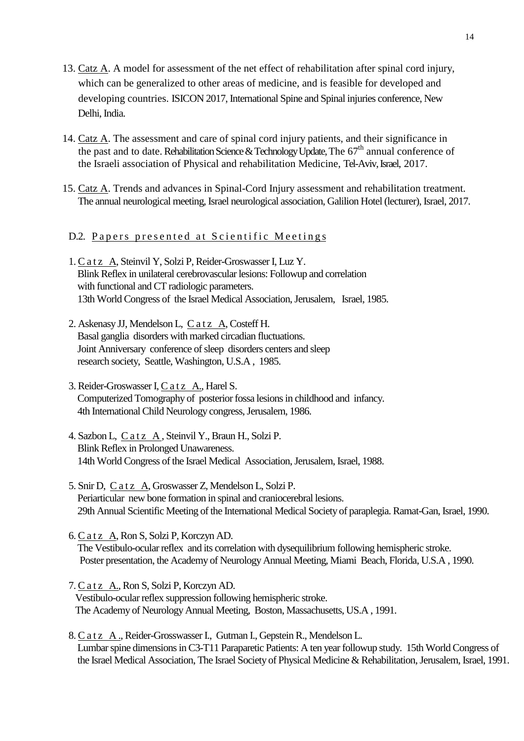13. Catz A. A model for assessment of the net effect of rehabilitation after spinal cord injury, which can be generalized to other areas of medicine, and is feasible for developed and developing countries. ISICON 2017, International Spine and Spinal injuries conference, New Delhi, India.

14. Catz A. The assessment and care of spinal cord injury patients, and their significance in the past and to date. Rehabilitation Science & Technology Update, The 67th annual conference of the Israeli association of Physical and rehabilitation Medicine, Tel-Aviv, Israel, 2017.

15. Catz A. Trends and advances in Spinal-Cord Injury assessment and rehabilitation treatment. The annual neurological meeting, Israel neurological association, Galilion Hotel (lecturer), Israel, 2017.

D.2. Papers presented at Scientific Meetings

1. Catz A, Steinvil Y, Solzi P, Reider-Groswasser I, Luz Y.
   Blink Reflex in unilateral cerebrovascular lesions: Followup and correlation with functional and CT radiologic parameters.
   13th World Congress of the Israel Medical Association, Jerusalem, Israel, 1985.

2. Askenasy JJ, Mendelson L, Catz A, Costeff H.
   Basal ganglia disorders with marked circadian fluctuations.
   Joint Anniversary conference of sleep disorders centers and sleep research society, Seattle, Washington, U.S.A , 1985.

3. Reider-Groswasser I, Catz A., Harel S.
   Computerized Tomography of posterior fossa lesions in childhood and infancy.
   4th International Child Neurology congress, Jerusalem, 1986.

4. Sazbon L, Catz A , Steinvil Y., Braun H., Solzi P.
   Blink Reflex in Prolonged Unawareness.
   14th World Congress of the Israel Medical Association, Jerusalem, Israel, 1988.

5. Snir D, Catz A, Groswasser Z, Mendelson L, Solzi P.
   Periarticular new bone formation in spinal and craniocerebral lesions.
   29th Annual Scientific Meeting of the International Medical Society of paraplegia. Ramat-Gan, Israel, 1990.

6. Catz A, Ron S, Solzi P, Korczyn AD.
   The Vestibulo-ocular reflex and its correlation with dysequilibrium following hemispheric stroke.
   Poster presentation, the Academy of Neurology Annual Meeting, Miami Beach, Florida, U.S.A , 1990.

7. Catz A., Ron S, Solzi P, Korczyn AD.
   Vestibulo-ocular reflex suppression following hemispheric stroke.
   The Academy of Neurology Annual Meeting, Boston, Massachusetts, US.A , 1991.

8. Catz A ., Reider-Grosswasser I., Gutman I., Gepstein R., Mendelson L.
   Lumbar spine dimensions in C3-T11 Paraparetic Patients: A ten year followup study. 15th World Congress of the Israel Medical Association, The Israel Society of Physical Medicine & Rehabilitation, Jerusalem, Israel, 1991.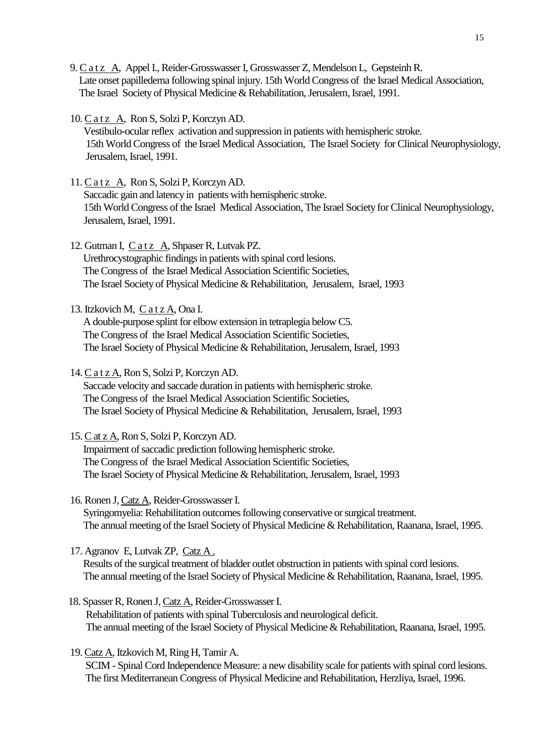9. C a t z A, Appel I., Reider-Grosswasser I, Grosswasser Z, Mendelson L, Gepsteinh R.
   Late onset papilledema following spinal injury. 15th World Congress of the Israel Medical Association, The Israel Society of Physical Medicine & Rehabilitation, Jerusalem, Israel, 1991.

10. C a t z A, Ron S, Solzi P, Korczyn AD.
    Vestibulo-ocular reflex activation and suppression in patients with hemispheric stroke.
    15th World Congress of the Israel Medical Association, The Israel Society for Clinical Neurophysiology, Jerusalem, Israel, 1991.

11. C a t z A, Ron S, Solzi P, Korczyn AD.
    Saccadic gain and latency in patients with hemispheric stroke.
    15th World Congress of the Israel Medical Association, The Israel Society for Clinical Neurophysiology, Jerusalem, Israel, 1991.

12. Gutman I, C a t z A, Shpaser R, Lutvak PZ.
    Urethrocystographic findings in patients with spinal cord lesions.
    The Congress of the Israel Medical Association Scientific Societies,
    The Israel Society of Physical Medicine & Rehabilitation, Jerusalem, Israel, 1993

13. Itzkovich M, C a t z A, Ona I.
    A double-purpose splint for elbow extension in tetraplegia below C5.
    The Congress of the Israel Medical Association Scientific Societies,
    The Israel Society of Physical Medicine & Rehabilitation, Jerusalem, Israel, 1993

14. C a t z A, Ron S, Solzi P, Korczyn AD.
    Saccade velocity and saccade duration in patients with hemispheric stroke.
    The Congress of the Israel Medical Association Scientific Societies,
    The Israel Society of Physical Medicine & Rehabilitation, Jerusalem, Israel, 1993

15. C at z A, Ron S, Solzi P, Korczyn AD.
    Impairment of saccadic prediction following hemispheric stroke.
    The Congress of the Israel Medical Association Scientific Societies,
    The Israel Society of Physical Medicine & Rehabilitation, Jerusalem, Israel, 1993

16. Ronen J, Catz A, Reider-Grosswasser I.
    Syringomyelia: Rehabilitation outcomes following conservative or surgical treatment.
    The annual meeting of the Israel Society of Physical Medicine & Rehabilitation, Raanana, Israel, 1995.

17. Agranov E, Lutvak ZP, Catz A .
    Results of the surgical treatment of bladder outlet obstruction in patients with spinal cord lesions.
    The annual meeting of the Israel Society of Physical Medicine & Rehabilitation, Raanana, Israel, 1995.

18. Spasser R, Ronen J, Catz A, Reider-Grosswasser I.
    Rehabilitation of patients with spinal Tuberculosis and neurological deficit.
    The annual meeting of the Israel Society of Physical Medicine & Rehabilitation, Raanana, Israel, 1995.

19. Catz A, Itzkovich M, Ring H, Tamir A.
    SCIM - Spinal Cord Independence Measure: a new disability scale for patients with spinal cord lesions.
    The first Mediterranean Congress of Physical Medicine and Rehabilitation, Herzliya, Israel, 1996.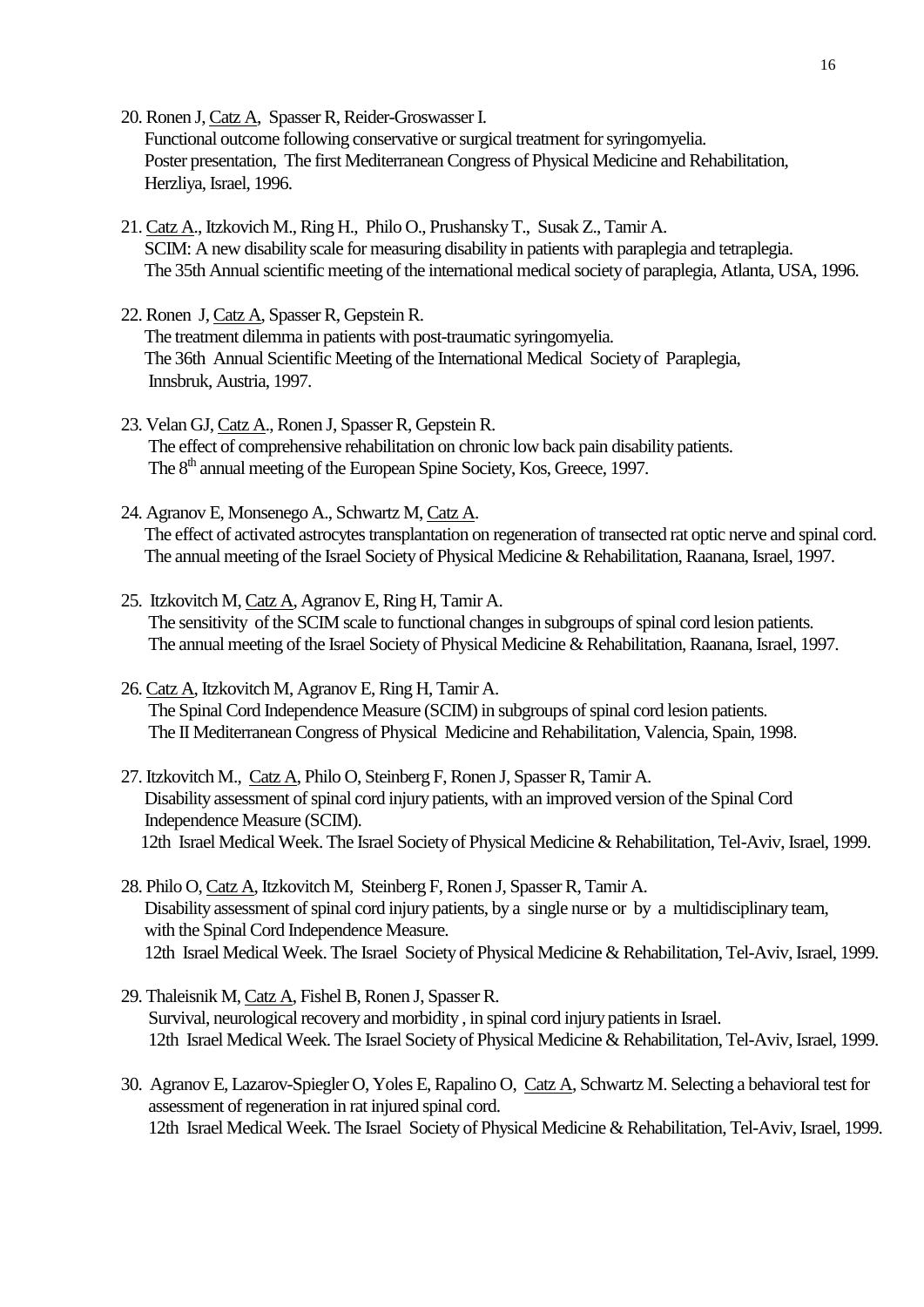20. Ronen J, Catz A, Spasser R, Reider-Groswasser I.
    Functional outcome following conservative or surgical treatment for syringomyelia.
    Poster presentation, The first Mediterranean Congress of Physical Medicine and Rehabilitation, Herzliya, Israel, 1996.

21. Catz A., Itzkovich M., Ring H., Philo O., Prushansky T., Susak Z., Tamir A.
    SCIM: A new disability scale for measuring disability in patients with paraplegia and tetraplegia.
    The 35th Annual scientific meeting of the international medical society of paraplegia, Atlanta, USA, 1996.

22. Ronen J, Catz A, Spasser R, Gepstein R.
    The treatment dilemma in patients with post-traumatic syringomyelia.
    The 36th Annual Scientific Meeting of the International Medical Society of Paraplegia, Innsbruk, Austria, 1997.

23. Velan GJ, Catz A., Ronen J, Spasser R, Gepstein R.
    The effect of comprehensive rehabilitation on chronic low back pain disability patients.
    The 8th annual meeting of the European Spine Society, Kos, Greece, 1997.

24. Agranov E, Monsenego A., Schwartz M, Catz A.
    The effect of activated astrocytes transplantation on regeneration of transected rat optic nerve and spinal cord.
    The annual meeting of the Israel Society of Physical Medicine & Rehabilitation, Raanana, Israel, 1997.

25. Itzkovitch M, Catz A, Agranov E, Ring H, Tamir A.
    The sensitivity of the SCIM scale to functional changes in subgroups of spinal cord lesion patients.
    The annual meeting of the Israel Society of Physical Medicine & Rehabilitation, Raanana, Israel, 1997.

26. Catz A, Itzkovitch M, Agranov E, Ring H, Tamir A.
    The Spinal Cord Independence Measure (SCIM) in subgroups of spinal cord lesion patients.
    The II Mediterranean Congress of Physical Medicine and Rehabilitation, Valencia, Spain, 1998.

27. Itzkovitch M., Catz A, Philo O, Steinberg F, Ronen J, Spasser R, Tamir A.
    Disability assessment of spinal cord injury patients, with an improved version of the Spinal Cord Independence Measure (SCIM).
    12th Israel Medical Week. The Israel Society of Physical Medicine & Rehabilitation, Tel-Aviv, Israel, 1999.

28. Philo O, Catz A, Itzkovitch M, Steinberg F, Ronen J, Spasser R, Tamir A.
    Disability assessment of spinal cord injury patients, by a single nurse or by a multidisciplinary team, with the Spinal Cord Independence Measure.
    12th Israel Medical Week. The Israel Society of Physical Medicine & Rehabilitation, Tel-Aviv, Israel, 1999.

29. Thaleisnik M, Catz A, Fishel B, Ronen J, Spasser R.
    Survival, neurological recovery and morbidity , in spinal cord injury patients in Israel.
    12th Israel Medical Week. The Israel Society of Physical Medicine & Rehabilitation, Tel-Aviv, Israel, 1999.

30. Agranov E, Lazarov-Spiegler O, Yoles E, Rapalino O, Catz A, Schwartz M. Selecting a behavioral test for assessment of regeneration in rat injured spinal cord.
    12th Israel Medical Week. The Israel Society of Physical Medicine & Rehabilitation, Tel-Aviv, Israel, 1999.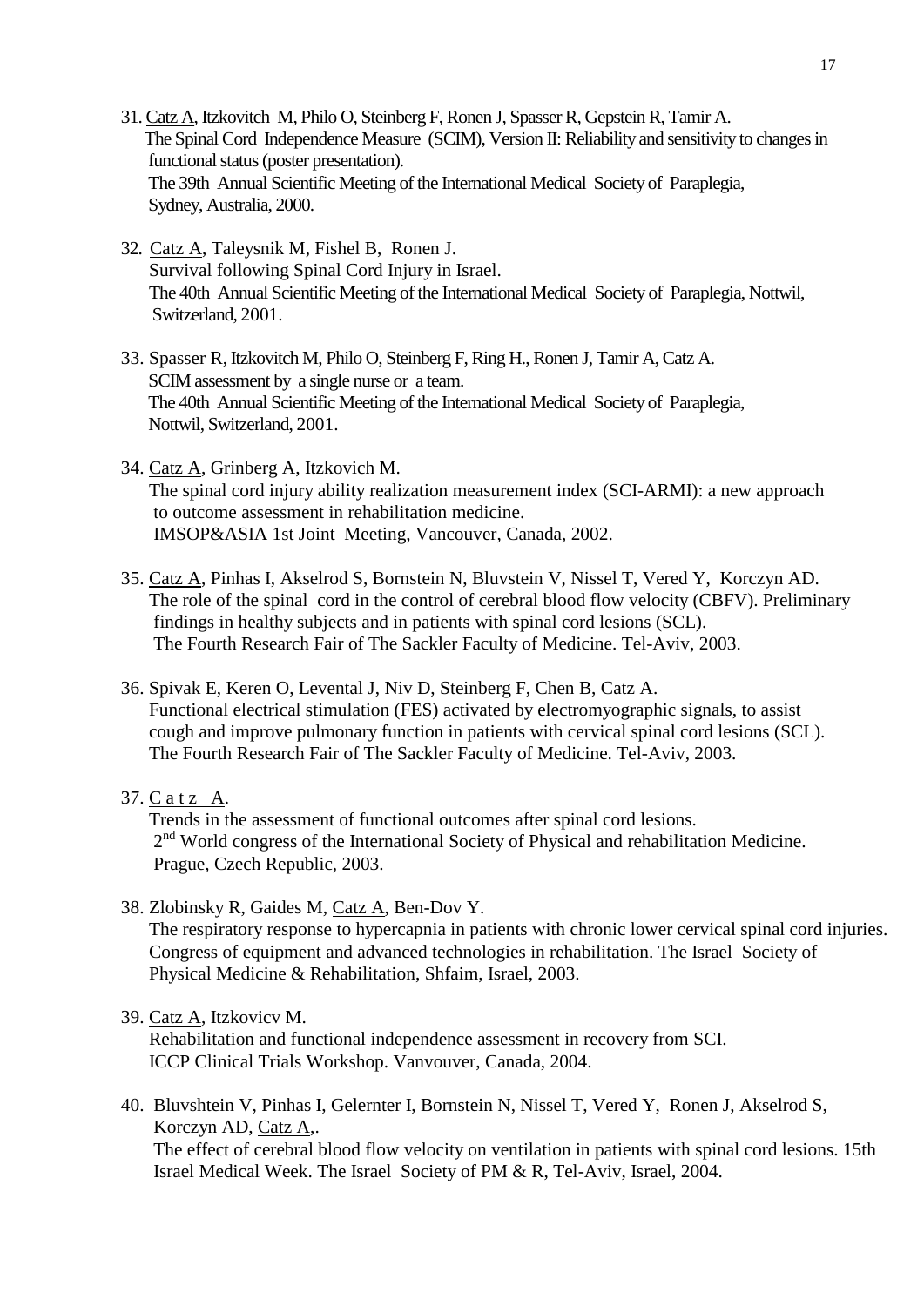31. <u>Catz A</u>, Itzkovitch M, Philo O, Steinberg F, Ronen J, Spasser R, Gepstein R, Tamir A.
    The Spinal Cord Independence Measure (SCIM), Version II: Reliability and sensitivity to changes in functional status (poster presentation).
    The 39th Annual Scientific Meeting of the International Medical Society of Paraplegia, Sydney, Australia, 2000.

32. <u>Catz A</u>, Taleysnik M, Fishel B, Ronen J.
    Survival following Spinal Cord Injury in Israel.
    The 40th Annual Scientific Meeting of the International Medical Society of Paraplegia, Nottwil, Switzerland, 2001.

33. Spasser R, Itzkovitch M, Philo O, Steinberg F, Ring H., Ronen J, Tamir A, <u>Catz A</u>.
    SCIM assessment by a single nurse or a team.
    The 40th Annual Scientific Meeting of the International Medical Society of Paraplegia, Nottwil, Switzerland, 2001.

34. <u>Catz A</u>, Grinberg A, Itzkovich M.
    The spinal cord injury ability realization measurement index (SCI-ARMI): a new approach to outcome assessment in rehabilitation medicine.
    IMSOP&ASIA 1st Joint Meeting, Vancouver, Canada, 2002.

35. <u>Catz A</u>, Pinhas I, Akselrod S, Bornstein N, Bluvstein V, Nissel T, Vered Y, Korczyn AD.
    The role of the spinal cord in the control of cerebral blood flow velocity (CBFV). Preliminary findings in healthy subjects and in patients with spinal cord lesions (SCL).
    The Fourth Research Fair of The Sackler Faculty of Medicine. Tel-Aviv, 2003.

36. Spivak E, Keren O, Levental J, Niv D, Steinberg F, Chen B, <u>Catz A</u>.
    Functional electrical stimulation (FES) activated by electromyographic signals, to assist cough and improve pulmonary function in patients with cervical spinal cord lesions (SCL).
    The Fourth Research Fair of The Sackler Faculty of Medicine. Tel-Aviv, 2003.

37. <u>C a t z A</u>.
    Trends in the assessment of functional outcomes after spinal cord lesions.
    2nd World congress of the International Society of Physical and rehabilitation Medicine. Prague, Czech Republic, 2003.

38. Zlobinsky R, Gaides M, <u>Catz A</u>, Ben-Dov Y.
    The respiratory response to hypercapnia in patients with chronic lower cervical spinal cord injuries.
    Congress of equipment and advanced technologies in rehabilitation. The Israel Society of Physical Medicine & Rehabilitation, Shfaim, Israel, 2003.

39. <u>Catz A</u>, Itzkovicv M.
    Rehabilitation and functional independence assessment in recovery from SCI.
    ICCP Clinical Trials Workshop. Vanvouver, Canada, 2004.

40. Bluvshtein V, Pinhas I, Gelernter I, Bornstein N, Nissel T, Vered Y, Ronen J, Akselrod S, Korczyn AD, <u>Catz A</u>,.
    The effect of cerebral blood flow velocity on ventilation in patients with spinal cord lesions. 15th Israel Medical Week. The Israel Society of PM & R, Tel-Aviv, Israel, 2004.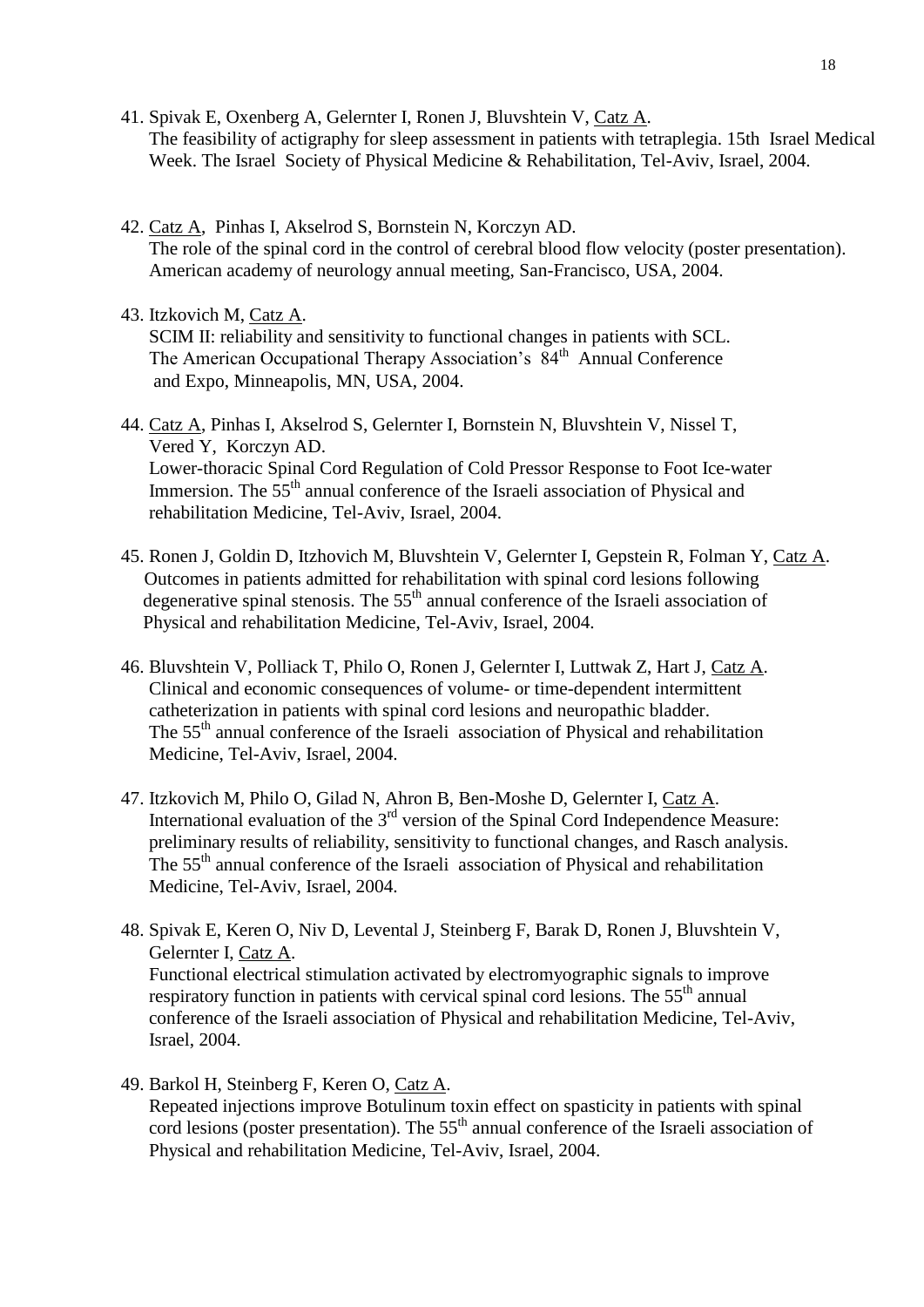41. Spivak E, Oxenberg A, Gelernter I, Ronen J, Bluvshtein V, Catz A.
    The feasibility of actigraphy for sleep assessment in patients with tetraplegia. 15th Israel Medical Week. The Israel Society of Physical Medicine & Rehabilitation, Tel-Aviv, Israel, 2004.

42. Catz A, Pinhas I, Akselrod S, Bornstein N, Korczyn AD.
    The role of the spinal cord in the control of cerebral blood flow velocity (poster presentation). American academy of neurology annual meeting, San-Francisco, USA, 2004.

43. Itzkovich M, Catz A.
    SCIM II: reliability and sensitivity to functional changes in patients with SCL. The American Occupational Therapy Association's 84th Annual Conference and Expo, Minneapolis, MN, USA, 2004.

44. Catz A, Pinhas I, Akselrod S, Gelernter I, Bornstein N, Bluvshtein V, Nissel T, Vered Y, Korczyn AD.
    Lower-thoracic Spinal Cord Regulation of Cold Pressor Response to Foot Ice-water Immersion. The 55th annual conference of the Israeli association of Physical and rehabilitation Medicine, Tel-Aviv, Israel, 2004.

45. Ronen J, Goldin D, Itzhovich M, Bluvshtein V, Gelernter I, Gepstein R, Folman Y, Catz A.
    Outcomes in patients admitted for rehabilitation with spinal cord lesions following degenerative spinal stenosis. The 55th annual conference of the Israeli association of Physical and rehabilitation Medicine, Tel-Aviv, Israel, 2004.

46. Bluvshtein V, Polliack T, Philo O, Ronen J, Gelernter I, Luttwak Z, Hart J, Catz A.
    Clinical and economic consequences of volume- or time-dependent intermittent catheterization in patients with spinal cord lesions and neuropathic bladder. The 55th annual conference of the Israeli association of Physical and rehabilitation Medicine, Tel-Aviv, Israel, 2004.

47. Itzkovich M, Philo O, Gilad N, Ahron B, Ben-Moshe D, Gelernter I, Catz A.
    International evaluation of the 3rd version of the Spinal Cord Independence Measure: preliminary results of reliability, sensitivity to functional changes, and Rasch analysis. The 55th annual conference of the Israeli association of Physical and rehabilitation Medicine, Tel-Aviv, Israel, 2004.

48. Spivak E, Keren O, Niv D, Levental J, Steinberg F, Barak D, Ronen J, Bluvshtein V, Gelernter I, Catz A.
    Functional electrical stimulation activated by electromyographic signals to improve respiratory function in patients with cervical spinal cord lesions. The 55th annual conference of the Israeli association of Physical and rehabilitation Medicine, Tel-Aviv, Israel, 2004.

49. Barkol H, Steinberg F, Keren O, Catz A.
    Repeated injections improve Botulinum toxin effect on spasticity in patients with spinal cord lesions (poster presentation). The 55th annual conference of the Israeli association of Physical and rehabilitation Medicine, Tel-Aviv, Israel, 2004.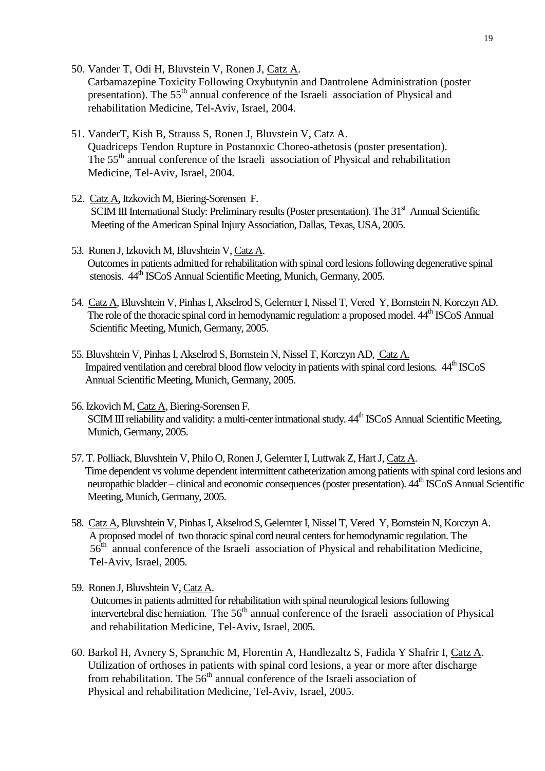50. Vander T, Odi H, Bluvstein V, Ronen J, Catz A.
    Carbamazepine Toxicity Following Oxybutynin and Dantrolene Administration (poster presentation). The 55th annual conference of the Israeli association of Physical and rehabilitation Medicine, Tel-Aviv, Israel, 2004.

51. VanderT, Kish B, Strauss S, Ronen J, Bluvstein V, Catz A.
    Quadriceps Tendon Rupture in Postanoxic Choreo-athetosis (poster presentation). The 55th annual conference of the Israeli association of Physical and rehabilitation Medicine, Tel-Aviv, Israel, 2004.

52. Catz A, Itzkovich M, Biering-Sorensen F.
    SCIM III International Study: Preliminary results (Poster presentation). The 31st Annual Scientific Meeting of the American Spinal Injury Association, Dallas, Texas, USA, 2005.

53. Ronen J, Izkovich M, Bluvshtein V, Catz A.
    Outcomes in patients admitted for rehabilitation with spinal cord lesions following degenerative spinal stenosis. 44th ISCoS Annual Scientific Meeting, Munich, Germany, 2005.

54. Catz A, Bluvshtein V, Pinhas I, Akselrod S, Gelernter I, Nissel T, Vered Y, Bornstein N, Korczyn AD.
    The role of the thoracic spinal cord in hemodynamic regulation: a proposed model. 44th ISCoS Annual Scientific Meeting, Munich, Germany, 2005.

55. Bluvshtein V, Pinhas I, Akselrod S, Bornstein N, Nissel T, Korczyn AD, Catz A.
    Impaired ventilation and cerebral blood flow velocity in patients with spinal cord lesions. 44th ISCoS Annual Scientific Meeting, Munich, Germany, 2005.

56. Izkovich M, Catz A, Biering-Sorensen F.
    SCIM III reliability and validity: a multi-center intrnational study. 44th ISCoS Annual Scientific Meeting, Munich, Germany, 2005.

57. T. Polliack, Bluvshtein V, Philo O, Ronen J, Gelernter I, Luttwak Z, Hart J, Catz A.
    Time dependent vs volume dependent intermittent catheterization among patients with spinal cord lesions and neuropathic bladder – clinical and economic consequences (poster presentation). 44th ISCoS Annual Scientific Meeting, Munich, Germany, 2005.

58. Catz A, Bluvshtein V, Pinhas I, Akselrod S, Gelernter I, Nissel T, Vered Y, Bornstein N, Korczyn A.
    A proposed model of two thoracic spinal cord neural centers for hemodynamic regulation. The 56th annual conference of the Israeli association of Physical and rehabilitation Medicine, Tel-Aviv, Israel, 2005.

59. Ronen J, Bluvshtein V, Catz A.
    Outcomes in patients admitted for rehabilitation with spinal neurological lesions following intervertebral disc herniation. The 56th annual conference of the Israeli association of Physical and rehabilitation Medicine, Tel-Aviv, Israel, 2005.

60. Barkol H, Avnery S, Spranchic M, Florentin A, Handlezaltz S, Fadida Y Shafrir I, Catz A.
    Utilization of orthoses in patients with spinal cord lesions, a year or more after discharge from rehabilitation. The 56th annual conference of the Israeli association of Physical and rehabilitation Medicine, Tel-Aviv, Israel, 2005.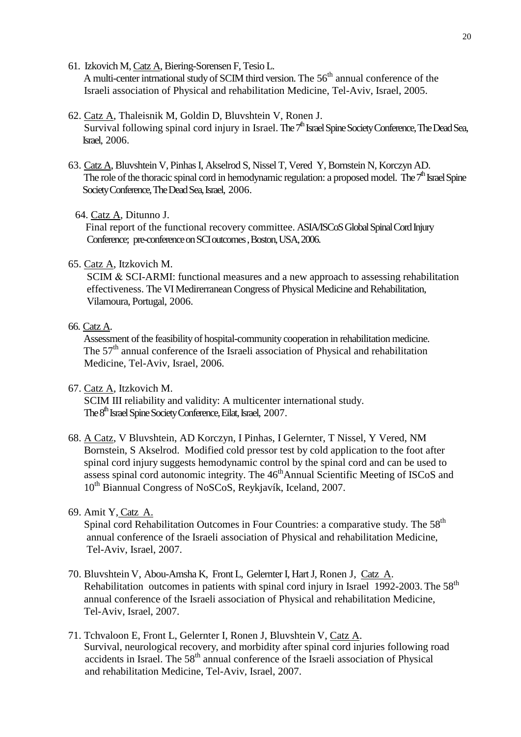61. Izkovich M, Catz A, Biering-Sorensen F, Tesio L.
    A multi-center intrnational study of SCIM third version. The 56th annual conference of the Israeli association of Physical and rehabilitation Medicine, Tel-Aviv, Israel, 2005.

62. Catz A, Thaleisnik M, Goldin D, Bluvshtein V, Ronen J.
    Survival following spinal cord injury in Israel. The 7th Israel Spine Society Conference, The Dead Sea, Israel, 2006.

63. Catz A, Bluvshtein V, Pinhas I, Akselrod S, Nissel T, Vered Y, Bornstein N, Korczyn AD.
    The role of the thoracic spinal cord in hemodynamic regulation: a proposed model. The 7th Israel Spine Society Conference, The Dead Sea, Israel, 2006.

64. Catz A, Ditunno J.
    Final report of the functional recovery committee. ASIA/ISCoS Global Spinal Cord Injury Conference; pre-conference on SCI outcomes , Boston, USA, 2006.

65. Catz A, Itzkovich M.
    SCIM & SCI-ARMI: functional measures and a new approach to assessing rehabilitation effectiveness. The VI Medirerranean Congress of Physical Medicine and Rehabilitation, Vilamoura, Portugal, 2006.

66. Catz A.
    Assessment of the feasibility of hospital-community cooperation in rehabilitation medicine. The 57th annual conference of the Israeli association of Physical and rehabilitation Medicine, Tel-Aviv, Israel, 2006.

67. Catz A, Itzkovich M.
    SCIM III reliability and validity: A multicenter international study. The 8th Israel Spine Society Conference, Eilat, Israel, 2007.

68. A Catz, V Bluvshtein, AD Korczyn, I Pinhas, I Gelernter, T Nissel, Y Vered, NM Bornstein, S Akselrod. Modified cold pressor test by cold application to the foot after spinal cord injury suggests hemodynamic control by the spinal cord and can be used to assess spinal cord autonomic integrity. The 46thAnnual Scientific Meeting of ISCoS and 10th Biannual Congress of NoSCoS, Reykjavík, Iceland, 2007.

69. Amit Y, Catz A.
    Spinal cord Rehabilitation Outcomes in Four Countries: a comparative study. The 58th annual conference of the Israeli association of Physical and rehabilitation Medicine, Tel-Aviv, Israel, 2007.

70. Bluvshtein V, Abou-Amsha K, Front L, Gelernter I, Hart J, Ronen J, Catz A.
    Rehabilitation outcomes in patients with spinal cord injury in Israel 1992-2003. The 58th annual conference of the Israeli association of Physical and rehabilitation Medicine, Tel-Aviv, Israel, 2007.

71. Tchvaloon E, Front L, Gelernter I, Ronen J, Bluvshtein V, Catz A.
    Survival, neurological recovery, and morbidity after spinal cord injuries following road accidents in Israel. The 58th annual conference of the Israeli association of Physical and rehabilitation Medicine, Tel-Aviv, Israel, 2007.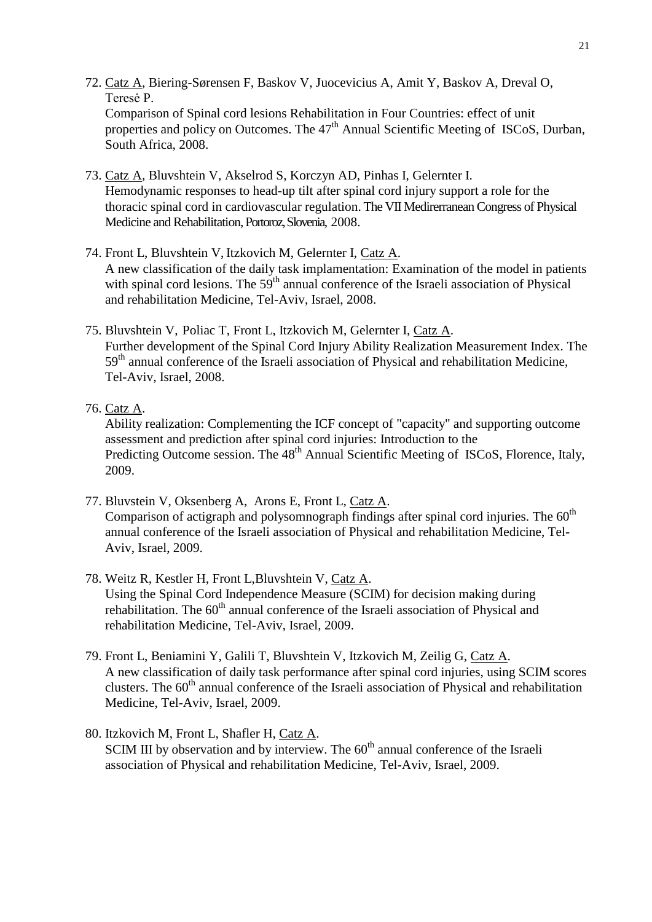72. Catz A, Biering-Sørensen F, Baskov V, Juocevicius A, Amit Y, Baskov A, Dreval O, Teresė P.
    Comparison of Spinal cord lesions Rehabilitation in Four Countries: effect of unit properties and policy on Outcomes. The 47th Annual Scientific Meeting of ISCoS, Durban, South Africa, 2008.

73. Catz A, Bluvshtein V, Akselrod S, Korczyn AD, Pinhas I, Gelernter I.
    Hemodynamic responses to head-up tilt after spinal cord injury support a role for the thoracic spinal cord in cardiovascular regulation. The VII Medirerranean Congress of Physical Medicine and Rehabilitation, Portoroz, Slovenia, 2008.

74. Front L, Bluvshtein V, Itzkovich M, Gelernter I, Catz A.
    A new classification of the daily task implamentation: Examination of the model in patients with spinal cord lesions. The 59th annual conference of the Israeli association of Physical and rehabilitation Medicine, Tel-Aviv, Israel, 2008.

75. Bluvshtein V, Poliac T, Front L, Itzkovich M, Gelernter I, Catz A.
    Further development of the Spinal Cord Injury Ability Realization Measurement Index. The 59th annual conference of the Israeli association of Physical and rehabilitation Medicine, Tel-Aviv, Israel, 2008.

76. Catz A.
    Ability realization: Complementing the ICF concept of "capacity" and supporting outcome assessment and prediction after spinal cord injuries: Introduction to the Predicting Outcome session. The 48th Annual Scientific Meeting of ISCoS, Florence, Italy, 2009.

77. Bluvstein V, Oksenberg A, Arons E, Front L, Catz A.
    Comparison of actigraph and polysomnograph findings after spinal cord injuries. The 60th annual conference of the Israeli association of Physical and rehabilitation Medicine, Tel-Aviv, Israel, 2009.

78. Weitz R, Kestler H, Front L,Bluvshtein V, Catz A.
    Using the Spinal Cord Independence Measure (SCIM) for decision making during rehabilitation. The 60th annual conference of the Israeli association of Physical and rehabilitation Medicine, Tel-Aviv, Israel, 2009.

79. Front L, Beniamini Y, Galili T, Bluvshtein V, Itzkovich M, Zeilig G, Catz A.
    A new classification of daily task performance after spinal cord injuries, using SCIM scores clusters. The 60th annual conference of the Israeli association of Physical and rehabilitation Medicine, Tel-Aviv, Israel, 2009.

80. Itzkovich M, Front L, Shafler H, Catz A.
    SCIM III by observation and by interview. The 60th annual conference of the Israeli association of Physical and rehabilitation Medicine, Tel-Aviv, Israel, 2009.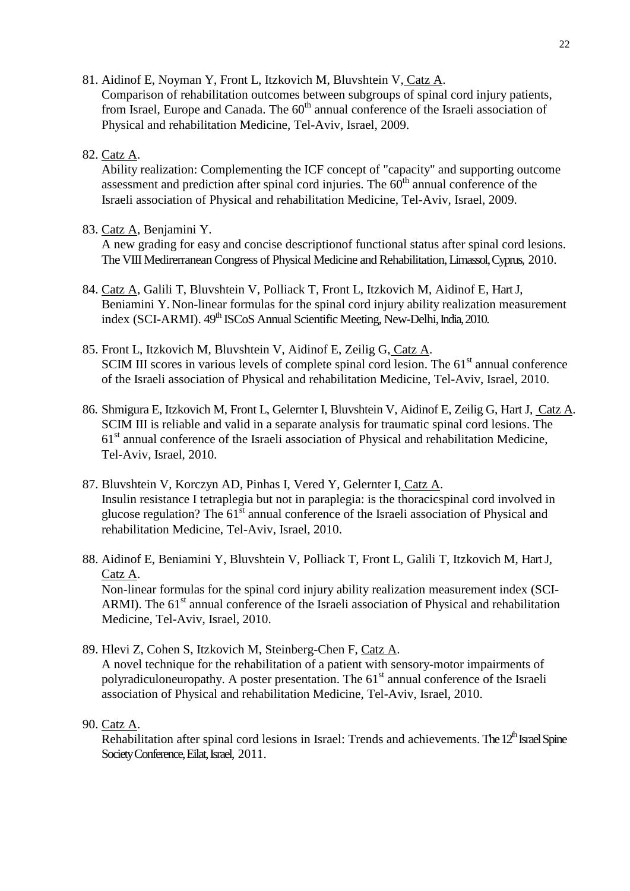81. Aidinof E, Noyman Y, Front L, Itzkovich M, Bluvshtein V, Catz A.
    Comparison of rehabilitation outcomes between subgroups of spinal cord injury patients, from Israel, Europe and Canada. The 60th annual conference of the Israeli association of Physical and rehabilitation Medicine, Tel-Aviv, Israel, 2009.

82. Catz A.
    Ability realization: Complementing the ICF concept of "capacity" and supporting outcome assessment and prediction after spinal cord injuries. The 60th annual conference of the Israeli association of Physical and rehabilitation Medicine, Tel-Aviv, Israel, 2009.

83. Catz A, Benjamini Y.
    A new grading for easy and concise descriptionof functional status after spinal cord lesions. The VIII Medirerranean Congress of Physical Medicine and Rehabilitation, Limassol, Cyprus, 2010.

84. Catz A, Galili T, Bluvshtein V, Polliack T, Front L, Itzkovich M, Aidinof E, Hart J, Beniamini Y. Non-linear formulas for the spinal cord injury ability realization measurement index (SCI-ARMI). 49th ISCoS Annual Scientific Meeting, New-Delhi, India, 2010.

85. Front L, Itzkovich M, Bluvshtein V, Aidinof E, Zeilig G, Catz A.
    SCIM III scores in various levels of complete spinal cord lesion. The 61st annual conference of the Israeli association of Physical and rehabilitation Medicine, Tel-Aviv, Israel, 2010.

86. Shmigura E, Itzkovich M, Front L, Gelernter I, Bluvshtein V, Aidinof E, Zeilig G, Hart J, Catz A. SCIM III is reliable and valid in a separate analysis for traumatic spinal cord lesions. The 61st annual conference of the Israeli association of Physical and rehabilitation Medicine, Tel-Aviv, Israel, 2010.

87. Bluvshtein V, Korczyn AD, Pinhas I, Vered Y, Gelernter I, Catz A.
    Insulin resistance I tetraplegia but not in paraplegia: is the thoracicspinal cord involved in glucose regulation? The 61st annual conference of the Israeli association of Physical and rehabilitation Medicine, Tel-Aviv, Israel, 2010.

88. Aidinof E, Beniamini Y, Bluvshtein V, Polliack T, Front L, Galili T, Itzkovich M, Hart J, Catz A.
    Non-linear formulas for the spinal cord injury ability realization measurement index (SCI-ARMI). The 61st annual conference of the Israeli association of Physical and rehabilitation Medicine, Tel-Aviv, Israel, 2010.

89. Hlevi Z, Cohen S, Itzkovich M, Steinberg-Chen F, Catz A.
    A novel technique for the rehabilitation of a patient with sensory-motor impairments of polyradiculoneuropathy. A poster presentation. The 61st annual conference of the Israeli association of Physical and rehabilitation Medicine, Tel-Aviv, Israel, 2010.

90. Catz A.
    Rehabilitation after spinal cord lesions in Israel: Trends and achievements. The 12th Israel Spine Society Conference, Eilat, Israel, 2011.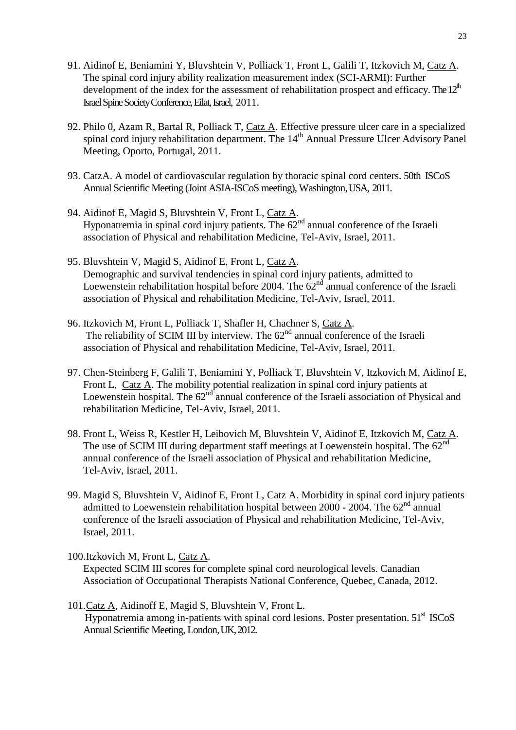91. Aidinof E, Beniamini Y, Bluvshtein V, Polliack T, Front L, Galili T, Itzkovich M, Catz A. The spinal cord injury ability realization measurement index (SCI-ARMI): Further development of the index for the assessment of rehabilitation prospect and efficacy. The 12th Israel Spine Society Conference, Eilat, Israel, 2011.

92. Philo 0, Azam R, Bartal R, Polliack T, Catz A. Effective pressure ulcer care in a specialized spinal cord injury rehabilitation department. The 14th Annual Pressure Ulcer Advisory Panel Meeting, Oporto, Portugal, 2011.

93. CatzA. A model of cardiovascular regulation by thoracic spinal cord centers. 50th ISCoS Annual Scientific Meeting (Joint ASIA-ISCoS meeting), Washington, USA, 2011.

94. Aidinof E, Magid S, Bluvshtein V, Front L, Catz A. Hyponatremia in spinal cord injury patients. The 62nd annual conference of the Israeli association of Physical and rehabilitation Medicine, Tel-Aviv, Israel, 2011.

95. Bluvshtein V, Magid S, Aidinof E, Front L, Catz A. Demographic and survival tendencies in spinal cord injury patients, admitted to Loewenstein rehabilitation hospital before 2004. The 62nd annual conference of the Israeli association of Physical and rehabilitation Medicine, Tel-Aviv, Israel, 2011.

96. Itzkovich M, Front L, Polliack T, Shafler H, Chachner S, Catz A. The reliability of SCIM III by interview. The 62nd annual conference of the Israeli association of Physical and rehabilitation Medicine, Tel-Aviv, Israel, 2011.

97. Chen-Steinberg F, Galili T, Beniamini Y, Polliack T, Bluvshtein V, Itzkovich M, Aidinof E, Front L, Catz A. The mobility potential realization in spinal cord injury patients at Loewenstein hospital. The 62nd annual conference of the Israeli association of Physical and rehabilitation Medicine, Tel-Aviv, Israel, 2011.

98. Front L, Weiss R, Kestler H, Leibovich M, Bluvshtein V, Aidinof E, Itzkovich M, Catz A. The use of SCIM III during department staff meetings at Loewenstein hospital. The 62nd annual conference of the Israeli association of Physical and rehabilitation Medicine, Tel-Aviv, Israel, 2011.

99. Magid S, Bluvshtein V, Aidinof E, Front L, Catz A. Morbidity in spinal cord injury patients admitted to Loewenstein rehabilitation hospital between 2000 - 2004. The 62nd annual conference of the Israeli association of Physical and rehabilitation Medicine, Tel-Aviv, Israel, 2011.

100. Itzkovich M, Front L, Catz A. Expected SCIM III scores for complete spinal cord neurological levels. Canadian Association of Occupational Therapists National Conference, Quebec, Canada, 2012.

101. Catz A, Aidinoff E, Magid S, Bluvshtein V, Front L. Hyponatremia among in-patients with spinal cord lesions. Poster presentation. 51st ISCoS Annual Scientific Meeting, London, UK, 2012.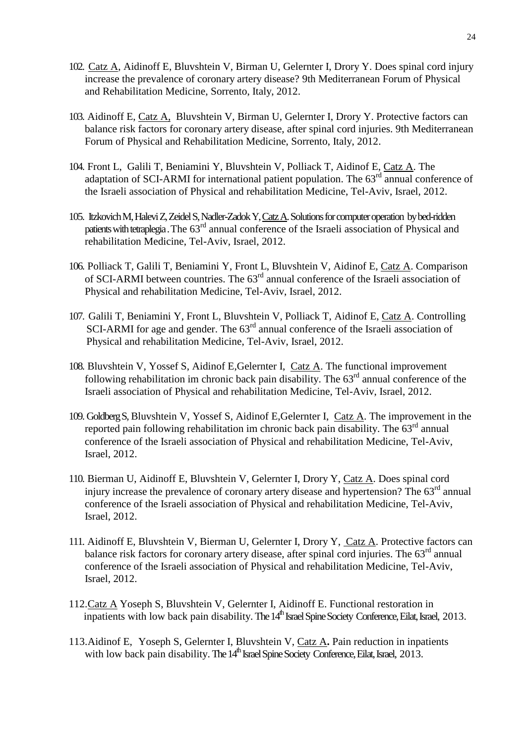102. Catz A, Aidinoff E, Bluvshtein V, Birman U, Gelernter I, Drory Y. Does spinal cord injury increase the prevalence of coronary artery disease? 9th Mediterranean Forum of Physical and Rehabilitation Medicine, Sorrento, Italy, 2012.

103. Aidinoff E, Catz A, Bluvshtein V, Birman U, Gelernter I, Drory Y. Protective factors can balance risk factors for coronary artery disease, after spinal cord injuries. 9th Mediterranean Forum of Physical and Rehabilitation Medicine, Sorrento, Italy, 2012.

104. Front L, Galili T, Beniamini Y, Bluvshtein V, Polliack T, Aidinof E, Catz A. The adaptation of SCI-ARMI for international patient population. The 63rd annual conference of the Israeli association of Physical and rehabilitation Medicine, Tel-Aviv, Israel, 2012.

105. Itzkovich M, Halevi Z, Zeidel S, Nadler-Zadok Y, Catz A. Solutions for computer operation by bed-ridden patients with tetraplegia. The 63rd annual conference of the Israeli association of Physical and rehabilitation Medicine, Tel-Aviv, Israel, 2012.

106. Polliack T, Galili T, Beniamini Y, Front L, Bluvshtein V, Aidinof E, Catz A. Comparison of SCI-ARMI between countries. The 63rd annual conference of the Israeli association of Physical and rehabilitation Medicine, Tel-Aviv, Israel, 2012.

107. Galili T, Beniamini Y, Front L, Bluvshtein V, Polliack T, Aidinof E, Catz A. Controlling SCI-ARMI for age and gender. The 63rd annual conference of the Israeli association of Physical and rehabilitation Medicine, Tel-Aviv, Israel, 2012.

108. Bluvshtein V, Yossef S, Aidinof E, Gelernter I, Catz A. The functional improvement following rehabilitation im chronic back pain disability. The 63rd annual conference of the Israeli association of Physical and rehabilitation Medicine, Tel-Aviv, Israel, 2012.

109. Goldberg S, Bluvshtein V, Yossef S, Aidinof E, Gelernter I, Catz A. The improvement in the reported pain following rehabilitation im chronic back pain disability. The 63rd annual conference of the Israeli association of Physical and rehabilitation Medicine, Tel-Aviv, Israel, 2012.

110. Bierman U, Aidinoff E, Bluvshtein V, Gelernter I, Drory Y, Catz A. Does spinal cord injury increase the prevalence of coronary artery disease and hypertension? The 63rd annual conference of the Israeli association of Physical and rehabilitation Medicine, Tel-Aviv, Israel, 2012.

111. Aidinoff E, Bluvshtein V, Bierman U, Gelernter I, Drory Y, Catz A. Protective factors can balance risk factors for coronary artery disease, after spinal cord injuries. The 63rd annual conference of the Israeli association of Physical and rehabilitation Medicine, Tel-Aviv, Israel, 2012.

112. Catz A Yoseph S, Bluvshtein V, Gelernter I, Aidinoff E. Functional restoration in inpatients with low back pain disability. The 14th Israel Spine Society Conference, Eilat, Israel, 2013.

113. Aidinof E, Yoseph S, Gelernter I, Bluvshtein V, Catz A. Pain reduction in inpatients with low back pain disability. The 14th Israel Spine Society Conference, Eilat, Israel, 2013.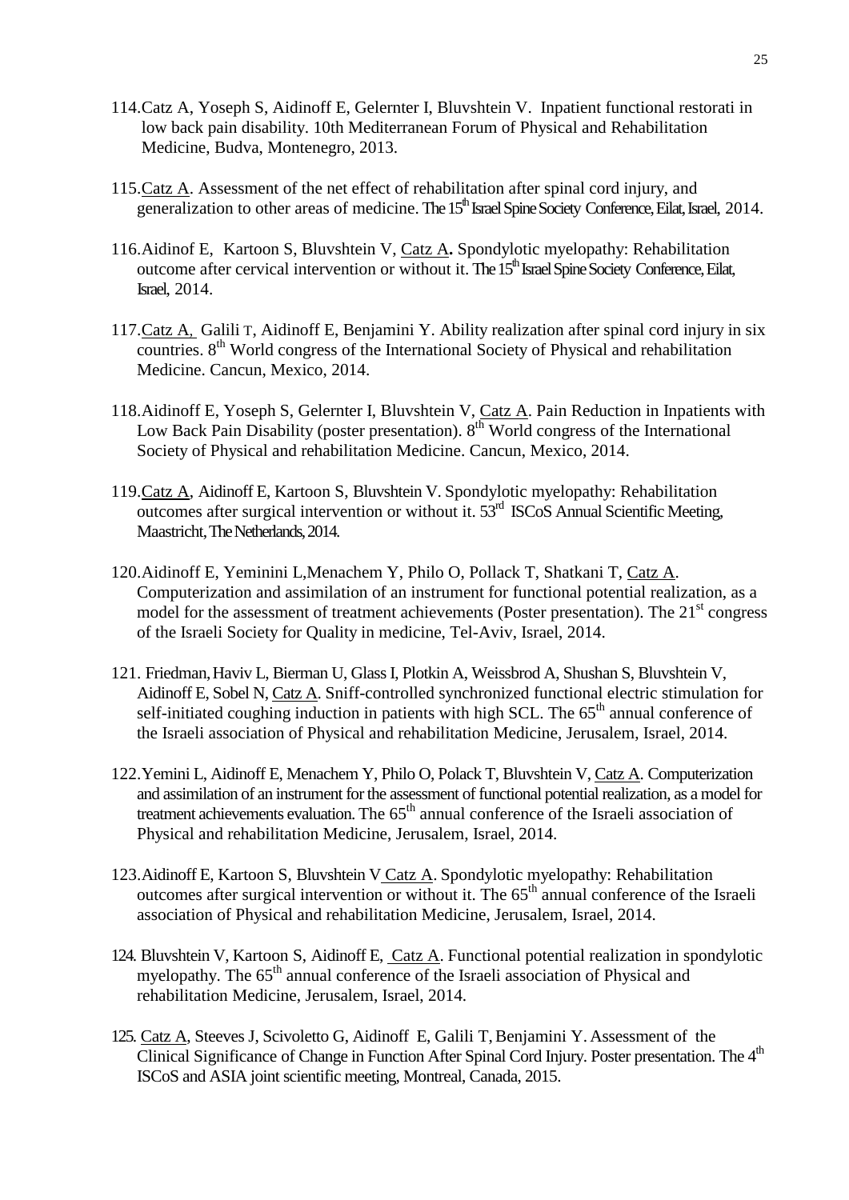114.Catz A, Yoseph S, Aidinoff E, Gelernter I, Bluvshtein V. Inpatient functional restorati in low back pain disability. 10th Mediterranean Forum of Physical and Rehabilitation Medicine, Budva, Montenegro, 2013.

115.<u>Catz A</u>. Assessment of the net effect of rehabilitation after spinal cord injury, and generalization to other areas of medicine. The 15th Israel Spine Society Conference, Eilat, Israel, 2014.

116.Aidinof E, Kartoon S, Bluvshtein V, <u>Catz A</u>**.** Spondylotic myelopathy: Rehabilitation outcome after cervical intervention or without it. The 15th Israel Spine Society Conference, Eilat, Israel, 2014.

117.<u>Catz A,</u> Galili T, Aidinoff E, Benjamini Y. Ability realization after spinal cord injury in six countries. 8th World congress of the International Society of Physical and rehabilitation Medicine. Cancun, Mexico, 2014.

118.Aidinoff E, Yoseph S, Gelernter I, Bluvshtein V, <u>Catz A</u>. Pain Reduction in Inpatients with Low Back Pain Disability (poster presentation). 8th World congress of the International Society of Physical and rehabilitation Medicine. Cancun, Mexico, 2014.

119.<u>Catz A</u>, Aidinoff E, Kartoon S, Bluvshtein V. Spondylotic myelopathy: Rehabilitation outcomes after surgical intervention or without it. 53rd ISCoS Annual Scientific Meeting, Maastricht, The Netherlands, 2014.

120.Aidinoff E, Yeminini L,Menachem Y, Philo O, Pollack T, Shatkani T, <u>Catz A</u>. Computerization and assimilation of an instrument for functional potential realization, as a model for the assessment of treatment achievements (Poster presentation). The 21st congress of the Israeli Society for Quality in medicine, Tel-Aviv, Israel, 2014.

121. Friedman, Haviv L, Bierman U, Glass I, Plotkin A, Weissbrod A, Shushan S, Bluvshtein V, Aidinoff E, Sobel N, <u>Catz A</u>. Sniff-controlled synchronized functional electric stimulation for self-initiated coughing induction in patients with high SCL. The 65th annual conference of the Israeli association of Physical and rehabilitation Medicine, Jerusalem, Israel, 2014.

122.Yemini L, Aidinoff E, Menachem Y, Philo O, Polack T, Bluvshtein V, <u>Catz A</u>. Computerization and assimilation of an instrument for the assessment of functional potential realization, as a model for treatment achievements evaluation. The 65th annual conference of the Israeli association of Physical and rehabilitation Medicine, Jerusalem, Israel, 2014.

123.Aidinoff E, Kartoon S, Bluvshtein V <u>Catz A</u>. Spondylotic myelopathy: Rehabilitation outcomes after surgical intervention or without it. The 65th annual conference of the Israeli association of Physical and rehabilitation Medicine, Jerusalem, Israel, 2014.

124. Bluvshtein V, Kartoon S, Aidinoff E, <u>Catz A</u>. Functional potential realization in spondylotic myelopathy. The 65th annual conference of the Israeli association of Physical and rehabilitation Medicine, Jerusalem, Israel, 2014.

125. <u>Catz A</u>, Steeves J, Scivoletto G, Aidinoff E, Galili T, Benjamini Y. Assessment of the Clinical Significance of Change in Function After Spinal Cord Injury. Poster presentation. The 4th ISCoS and ASIA joint scientific meeting, Montreal, Canada, 2015.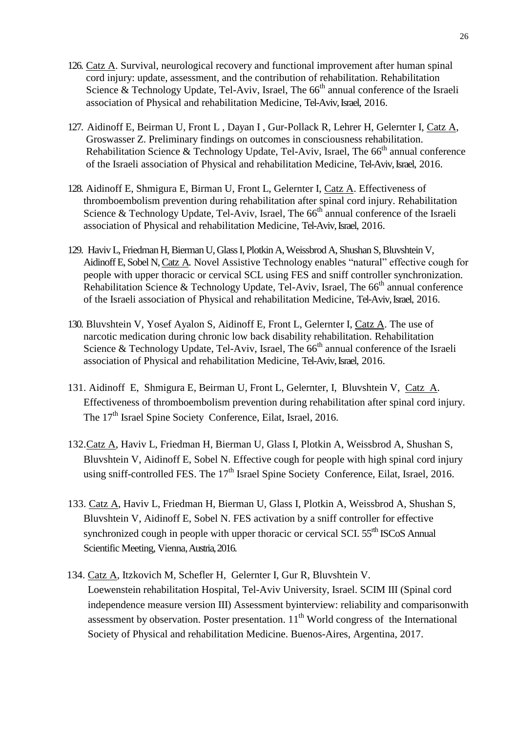126. Catz A. Survival, neurological recovery and functional improvement after human spinal cord injury: update, assessment, and the contribution of rehabilitation. Rehabilitation Science & Technology Update, Tel-Aviv, Israel, The 66th annual conference of the Israeli association of Physical and rehabilitation Medicine, Tel-Aviv, Israel, 2016.

127. Aidinoff E, Beirman U, Front L , Dayan I , Gur-Pollack R, Lehrer H, Gelernter I, Catz A, Groswasser Z. Preliminary findings on outcomes in consciousness rehabilitation. Rehabilitation Science & Technology Update, Tel-Aviv, Israel, The 66th annual conference of the Israeli association of Physical and rehabilitation Medicine, Tel-Aviv, Israel, 2016.

128. Aidinoff E, Shmigura E, Birman U, Front L, Gelernter I, Catz A. Effectiveness of thromboembolism prevention during rehabilitation after spinal cord injury. Rehabilitation Science & Technology Update, Tel-Aviv, Israel, The 66th annual conference of the Israeli association of Physical and rehabilitation Medicine, Tel-Aviv, Israel, 2016.

129. Haviv L, Friedman H, Bierman U, Glass I, Plotkin A, Weissbrod A, Shushan S, Bluvshtein V, Aidinoff E, Sobel N, Catz A. Novel Assistive Technology enables "natural" effective cough for people with upper thoracic or cervical SCL using FES and sniff controller synchronization. Rehabilitation Science & Technology Update, Tel-Aviv, Israel, The 66th annual conference of the Israeli association of Physical and rehabilitation Medicine, Tel-Aviv, Israel, 2016.

130. Bluvshtein V, Yosef Ayalon S, Aidinoff E, Front L, Gelernter I, Catz A. The use of narcotic medication during chronic low back disability rehabilitation. Rehabilitation Science & Technology Update, Tel-Aviv, Israel, The 66th annual conference of the Israeli association of Physical and rehabilitation Medicine, Tel-Aviv, Israel, 2016.

131. Aidinoff E, Shmigura E, Beirman U, Front L, Gelernter, I, Bluvshtein V, Catz A. Effectiveness of thromboembolism prevention during rehabilitation after spinal cord injury. The 17th Israel Spine Society Conference, Eilat, Israel, 2016.

132. Catz A, Haviv L, Friedman H, Bierman U, Glass I, Plotkin A, Weissbrod A, Shushan S, Bluvshtein V, Aidinoff E, Sobel N. Effective cough for people with high spinal cord injury using sniff-controlled FES. The 17th Israel Spine Society Conference, Eilat, Israel, 2016.

133. Catz A, Haviv L, Friedman H, Bierman U, Glass I, Plotkin A, Weissbrod A, Shushan S, Bluvshtein V, Aidinoff E, Sobel N. FES activation by a sniff controller for effective synchronized cough in people with upper thoracic or cervical SCI. 55rth ISCoS Annual Scientific Meeting, Vienna, Austria, 2016.

134. Catz A, Itzkovich M, Schefler H, Gelernter I, Gur R, Bluvshtein V. Loewenstein rehabilitation Hospital, Tel-Aviv University, Israel. SCIM III (Spinal cord independence measure version III) Assessment byinterview: reliability and comparisonwith assessment by observation. Poster presentation. 11th World congress of the International Society of Physical and rehabilitation Medicine. Buenos-Aires, Argentina, 2017.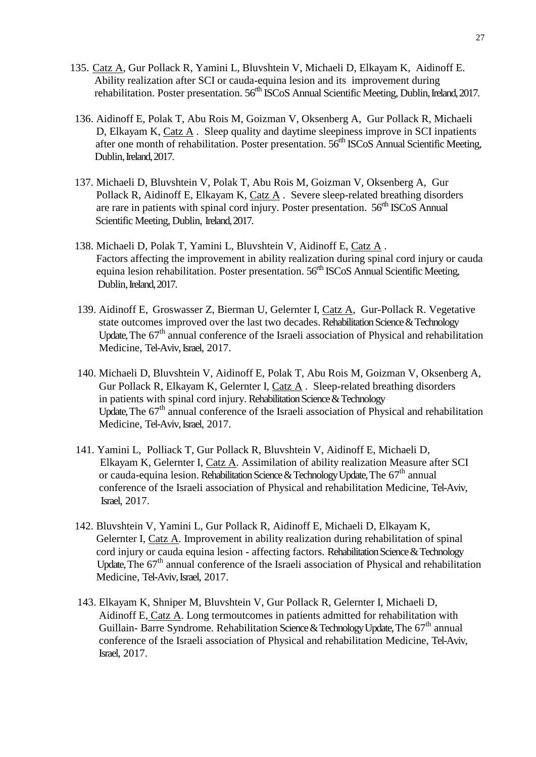135. <u>Catz A</u>, Gur Pollack R, Yamini L, Bluvshtein V, Michaeli D, Elkayam K, Aidinoff E. Ability realization after SCI or cauda-equina lesion and its improvement during rehabilitation. Poster presentation. 56rth ISCoS Annual Scientific Meeting, Dublin, Ireland, 2017.

136. Aidinoff E, Polak T, Abu Rois M, Goizman V, Oksenberg A, Gur Pollack R, Michaeli D, Elkayam K, <u>Catz A</u> . Sleep quality and daytime sleepiness improve in SCI inpatients after one month of rehabilitation. Poster presentation. 56rth ISCoS Annual Scientific Meeting, Dublin, Ireland, 2017.

137. Michaeli D, Bluvshtein V, Polak T, Abu Rois M, Goizman V, Oksenberg A, Gur Pollack R, Aidinoff E, Elkayam K, <u>Catz A</u> . Severe sleep-related breathing disorders are rare in patients with spinal cord injury. Poster presentation. 56rth ISCoS Annual Scientific Meeting, Dublin, Ireland, 2017.

138. Michaeli D, Polak T, Yamini L, Bluvshtein V, Aidinoff E, <u>Catz A</u> . Factors affecting the improvement in ability realization during spinal cord injury or cauda equina lesion rehabilitation. Poster presentation. 56th ISCoS Annual Scientific Meeting, Dublin, Ireland, 2017.

139. Aidinoff E, Groswasser Z, Bierman U, Gelernter I, <u>Catz A</u>, Gur-Pollack R. Vegetative state outcomes improved over the last two decades. Rehabilitation Science & Technology Update, The 67th annual conference of the Israeli association of Physical and rehabilitation Medicine, Tel-Aviv, Israel, 2017.

140. Michaeli D, Bluvshtein V, Aidinoff E, Polak T, Abu Rois M, Goizman V, Oksenberg A, Gur Pollack R, Elkayam K, Gelernter I, <u>Catz A</u> . Sleep-related breathing disorders in patients with spinal cord injury. Rehabilitation Science & Technology Update, The 67th annual conference of the Israeli association of Physical and rehabilitation Medicine, Tel-Aviv, Israel, 2017.

141. Yamini L, Polliack T, Gur Pollack R, Bluvshtein V, Aidinoff E, Michaeli D, Elkayam K, Gelernter I, <u>Catz A</u>. Assimilation of ability realization Measure after SCI or cauda-equina lesion. Rehabilitation Science & Technology Update, The 67th annual conference of the Israeli association of Physical and rehabilitation Medicine, Tel-Aviv, Israel, 2017.

142. Bluvshtein V, Yamini L, Gur Pollack R, Aidinoff E, Michaeli D, Elkayam K, Gelernter I, <u>Catz A</u>. Improvement in ability realization during rehabilitation of spinal cord injury or cauda equina lesion - affecting factors. Rehabilitation Science & Technology Update, The 67th annual conference of the Israeli association of Physical and rehabilitation Medicine, Tel-Aviv, Israel, 2017.

143. Elkayam K, Shniper M, Bluvshtein V, Gur Pollack R, Gelernter I, Michaeli D, Aidinoff E, <u>Catz A</u>. Long termoutcomes in patients admitted for rehabilitation with Guillain- Barre Syndrome. Rehabilitation Science & Technology Update, The 67th annual conference of the Israeli association of Physical and rehabilitation Medicine, Tel-Aviv, Israel, 2017.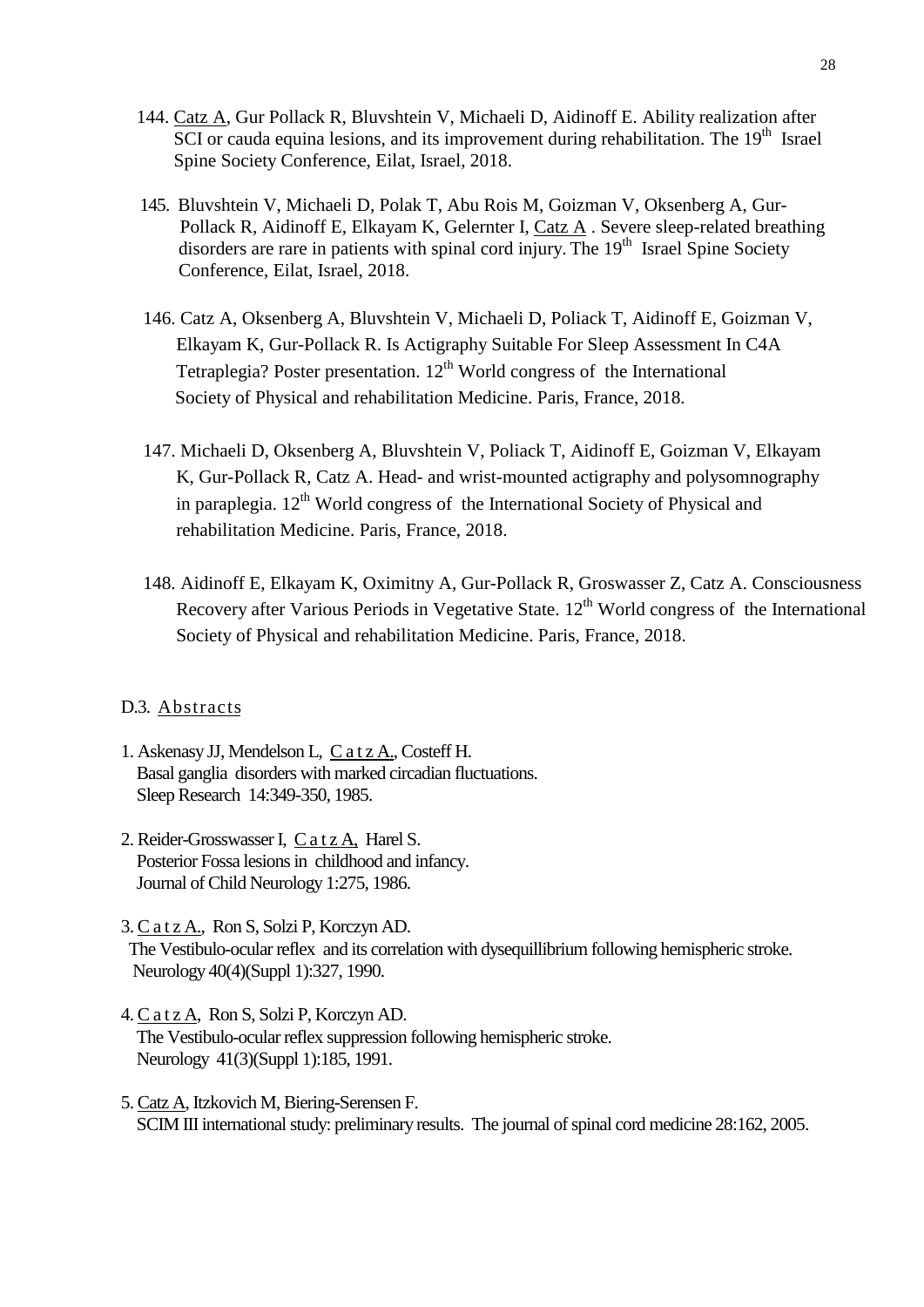144. Catz A, Gur Pollack R, Bluvshtein V, Michaeli D, Aidinoff E. Ability realization after SCI or cauda equina lesions, and its improvement during rehabilitation. The 19th Israel Spine Society Conference, Eilat, Israel, 2018.

145. Bluvshtein V, Michaeli D, Polak T, Abu Rois M, Goizman V, Oksenberg A, Gur-Pollack R, Aidinoff E, Elkayam K, Gelernter I, Catz A . Severe sleep-related breathing disorders are rare in patients with spinal cord injury. The 19th Israel Spine Society Conference, Eilat, Israel, 2018.

146. Catz A, Oksenberg A, Bluvshtein V, Michaeli D, Poliack T, Aidinoff E, Goizman V, Elkayam K, Gur-Pollack R. Is Actigraphy Suitable For Sleep Assessment In C4A Tetraplegia? Poster presentation. 12th World congress of the International Society of Physical and rehabilitation Medicine. Paris, France, 2018.

147. Michaeli D, Oksenberg A, Bluvshtein V, Poliack T, Aidinoff E, Goizman V, Elkayam K, Gur-Pollack R, Catz A. Head- and wrist-mounted actigraphy and polysomnography in paraplegia. 12th World congress of the International Society of Physical and rehabilitation Medicine. Paris, France, 2018.

148. Aidinoff E, Elkayam K, Oximitny A, Gur-Pollack R, Groswasser Z, Catz A. Consciousness Recovery after Various Periods in Vegetative State. 12th World congress of the International Society of Physical and rehabilitation Medicine. Paris, France, 2018.

### D.3. Abstracts

1. Askenasy JJ, Mendelson L, C a t z A., Costeff H.
   Basal ganglia disorders with marked circadian fluctuations.
   Sleep Research 14:349-350, 1985.

2. Reider-Grosswasser I, C a t z A, Harel S.
   Posterior Fossa lesions in childhood and infancy.
   Journal of Child Neurology 1:275, 1986.

3. C a t z A., Ron S, Solzi P, Korczyn AD.
   The Vestibulo-ocular reflex and its correlation with dysequillibrium following hemispheric stroke.
   Neurology 40(4)(Suppl 1):327, 1990.

4. C a t z A, Ron S, Solzi P, Korczyn AD.
   The Vestibulo-ocular reflex suppression following hemispheric stroke.
   Neurology 41(3)(Suppl 1):185, 1991.

5. Catz A, Itzkovich M, Biering-Serensen F.
   SCIM III international study: preliminary results. The journal of spinal cord medicine 28:162, 2005.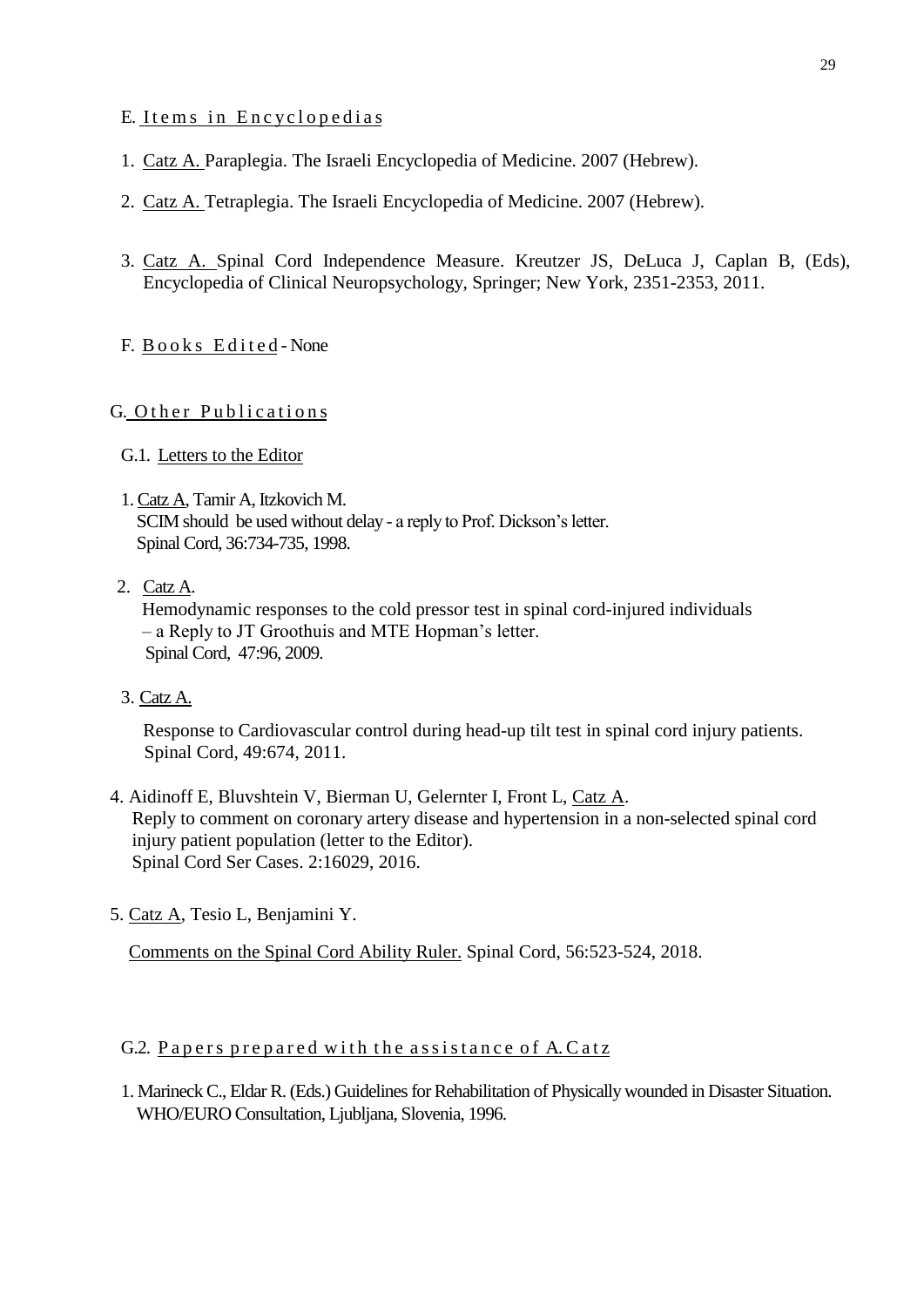## E. Items in Encyclopedias

1. Catz A. Paraplegia. The Israeli Encyclopedia of Medicine. 2007 (Hebrew).

2. Catz A. Tetraplegia. The Israeli Encyclopedia of Medicine. 2007 (Hebrew).

3. Catz A. Spinal Cord Independence Measure. Kreutzer JS, DeLuca J, Caplan B, (Eds), Encyclopedia of Clinical Neuropsychology, Springer; New York, 2351-2353, 2011.

## F. Books Edited - None

## G. Other Publications

### G.1. Letters to the Editor

1. Catz A, Tamir A, Itzkovich M.
   SCIM should be used without delay - a reply to Prof. Dickson's letter.
   Spinal Cord, 36:734-735, 1998.

2. Catz A.
   Hemodynamic responses to the cold pressor test in spinal cord-injured individuals – a Reply to JT Groothuis and MTE Hopman's letter.
   Spinal Cord, 47:96, 2009.

3. Catz A.

   Response to Cardiovascular control during head-up tilt test in spinal cord injury patients.
   Spinal Cord, 49:674, 2011.

4. Aidinoff E, Bluvshtein V, Bierman U, Gelernter I, Front L, Catz A.
   Reply to comment on coronary artery disease and hypertension in a non-selected spinal cord injury patient population (letter to the Editor).
   Spinal Cord Ser Cases. 2:16029, 2016.

5. Catz A, Tesio L, Benjamini Y.

   Comments on the Spinal Cord Ability Ruler. Spinal Cord, 56:523-524, 2018.

### G.2. Papers prepared with the assistance of A. Catz

1. Marineck C., Eldar R. (Eds.) Guidelines for Rehabilitation of Physically wounded in Disaster Situation. WHO/EURO Consultation, Ljubljana, Slovenia, 1996.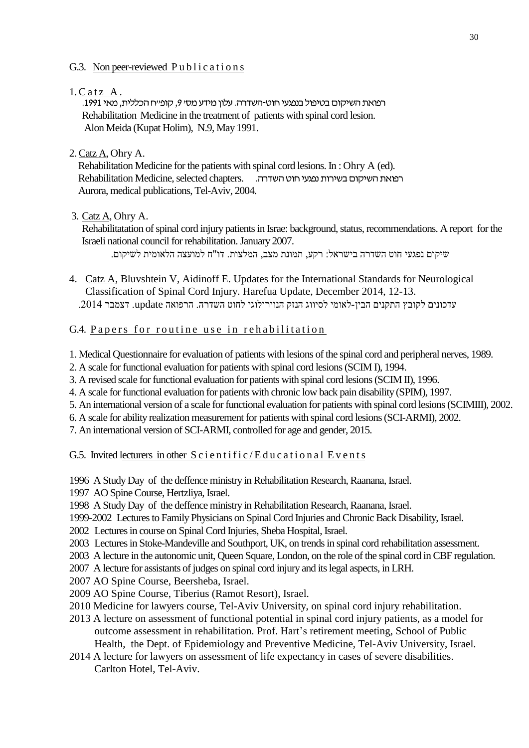### G.3. Non peer-reviewed Publications

1. Catz A.
   רפואת השיקום בטיפול בנפגעי חוט-השדרה. עלון מידע מס׳ 9, קופ״ח הכללית, מאי 1991.
   Rehabilitation Medicine in the treatment of patients with spinal cord lesion.
   Alon Meida (Kupat Holim), N.9, May 1991.

2. Catz A, Ohry A.
   Rehabilitation Medicine for the patients with spinal cord lesions. In : Ohry A (ed).
   Rehabilitation Medicine, selected chapters. רפואת השיקום בשירות נפגעי חוט השדרה.
   Aurora, medical publications, Tel-Aviv, 2004.

3. Catz A, Ohry A.
   Rehabilitatation of spinal cord injury patients in Israe: background, status, recommendations. A report for the Israeli national council for rehabilitation. January 2007.
   שיקום נפגעי חוט השדרה בישראל: רקע, תמונת מצב, המלצות. דו"ח למועצה הלאומית לשיקום.

4. Catz A, Bluvshtein V, Aidinoff E. Updates for the International Standards for Neurological Classification of Spinal Cord Injury. Harefua Update, December 2014, 12-13.
   עדכונים לקובץ התקנים הבין-לאומי לסיווג הנזק הנוירולוגי לחוט השדרה. הרפואה update. דצמבר 2014.

### G.4. Papers for routine use in rehabilitation

1. Medical Questionnaire for evaluation of patients with lesions of the spinal cord and peripheral nerves, 1989.
2. A scale for functional evaluation for patients with spinal cord lesions (SCIM I), 1994.
3. A revised scale for functional evaluation for patients with spinal cord lesions (SCIM II), 1996.
4. A scale for functional evaluation for patients with chronic low back pain disability (SPIM), 1997.
5. An international version of a scale for functional evaluation for patients with spinal cord lesions (SCIMIII), 2002.
6. A scale for ability realization measurement for patients with spinal cord lesions (SCI-ARMI), 2002.
7. An international version of SCI-ARMI, controlled for age and gender, 2015.

### G.5. Invited lecturers in other Scientific/Educational Events

1996 A Study Day of the deffence ministry in Rehabilitation Research, Raanana, Israel.
1997 AO Spine Course, Hertzliya, Israel.
1998 A Study Day of the deffence ministry in Rehabilitation Research, Raanana, Israel.
1999-2002 Lectures to Family Physicians on Spinal Cord Injuries and Chronic Back Disability, Israel.
2002 Lectures in course on Spinal Cord Injuries, Sheba Hospital, Israel.
2003 Lectures in Stoke-Mandeville and Southport, UK, on trends in spinal cord rehabilitation assessment.
2003 A lecture in the autonomic unit, Queen Square, London, on the role of the spinal cord in CBF regulation.
2007 A lecture for assistants of judges on spinal cord injury and its legal aspects, in LRH.
2007 AO Spine Course, Beersheba, Israel.
2009 AO Spine Course, Tiberius (Ramot Resort), Israel.
2010 Medicine for lawyers course, Tel-Aviv University, on spinal cord injury rehabilitation.
2013 A lecture on assessment of functional potential in spinal cord injury patients, as a model for outcome assessment in rehabilitation. Prof. Hart's retirement meeting, School of Public Health, the Dept. of Epidemiology and Preventive Medicine, Tel-Aviv University, Israel.
2014 A lecture for lawyers on assessment of life expectancy in cases of severe disabilities. Carlton Hotel, Tel-Aviv.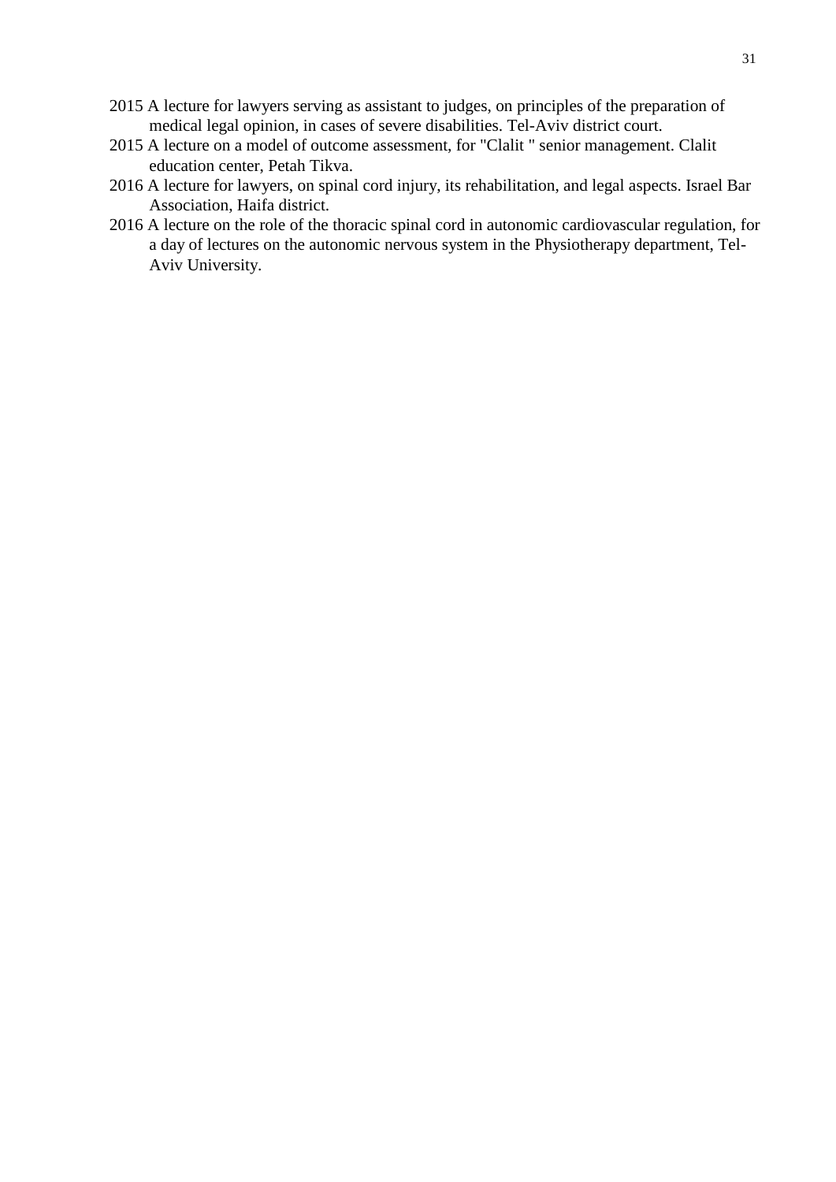2015 A lecture for lawyers serving as assistant to judges, on principles of the preparation of medical legal opinion, in cases of severe disabilities. Tel-Aviv district court.

2015 A lecture on a model of outcome assessment, for "Clalit " senior management. Clalit education center, Petah Tikva.

2016 A lecture for lawyers, on spinal cord injury, its rehabilitation, and legal aspects. Israel Bar Association, Haifa district.

2016 A lecture on the role of the thoracic spinal cord in autonomic cardiovascular regulation, for a day of lectures on the autonomic nervous system in the Physiotherapy department, Tel-Aviv University.